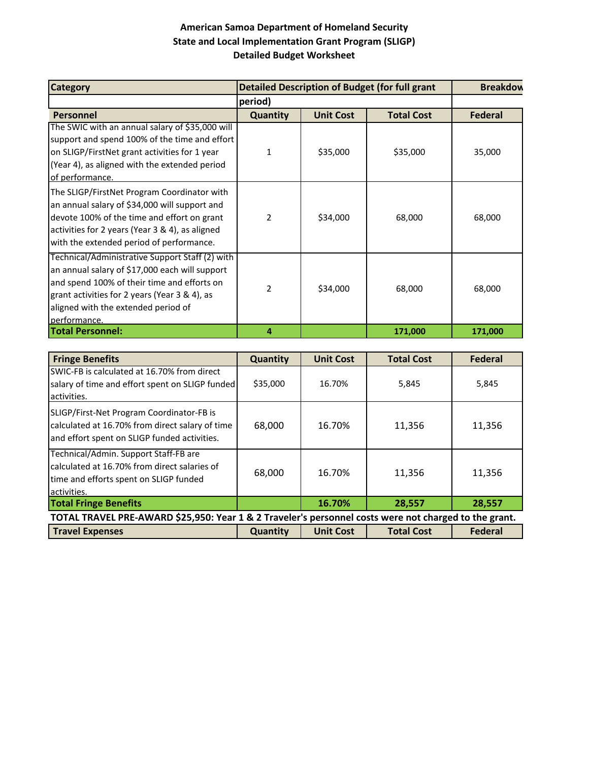**American Samoa Department of Homeland Security**
**State and Local Implementation Grant Program (SLIGP)**
**Detailed Budget Worksheet**

| Category | Detailed Description of Budget (for full grant period) | | | Breakdow |
|---|---|---|---|---|
| **Personnel** | **Quantity** | **Unit Cost** | **Total Cost** | **Federal** |
| The SWIC with an annual salary of $35,000 will support and spend 100% of the time and effort on SLIGP/FirstNet grant activities for 1 year (Year 4), as aligned with the extended period of performance. | 1 | $35,000 | $35,000 | 35,000 |
| The SLIGP/FirstNet Program Coordinator with an annual salary of $34,000 will support and devote 100% of the time and effort on grant activities for 2 years (Year 3 & 4), as aligned with the extended period of performance. | 2 | $34,000 | 68,000 | 68,000 |
| Technical/Administrative Support Staff (2) with an annual salary of $17,000 each will support and spend 100% of their time and efforts on grant activities for 2 years (Year 3 & 4), as aligned with the extended period of performance. | 2 | $34,000 | 68,000 | 68,000 |
| **Total Personnel:** | **4** | | **171,000** | **171,000** |

| Fringe Benefits | Quantity | Unit Cost | Total Cost | Federal |
|---|---|---|---|---|
| SWIC-FB is calculated at 16.70% from direct salary of time and effort spent on SLIGP funded activities. | $35,000 | 16.70% | 5,845 | 5,845 |
| SLIGP/First-Net Program Coordinator-FB is calculated at 16.70% from direct salary of time and effort spent on SLIGP funded activities. | 68,000 | 16.70% | 11,356 | 11,356 |
| Technical/Admin. Support Staff-FB are calculated at 16.70% from direct salaries of time and efforts spent on SLIGP funded activities. | 68,000 | 16.70% | 11,356 | 11,356 |
| **Total Fringe Benefits** | | **16.70%** | **28,557** | **28,557** |

**TOTAL TRAVEL PRE-AWARD $25,950: Year 1 & 2 Traveler's personnel costs were not charged to the grant.**

| Travel Expenses | Quantity | Unit Cost | Total Cost | Federal |
|---|---|---|---|---|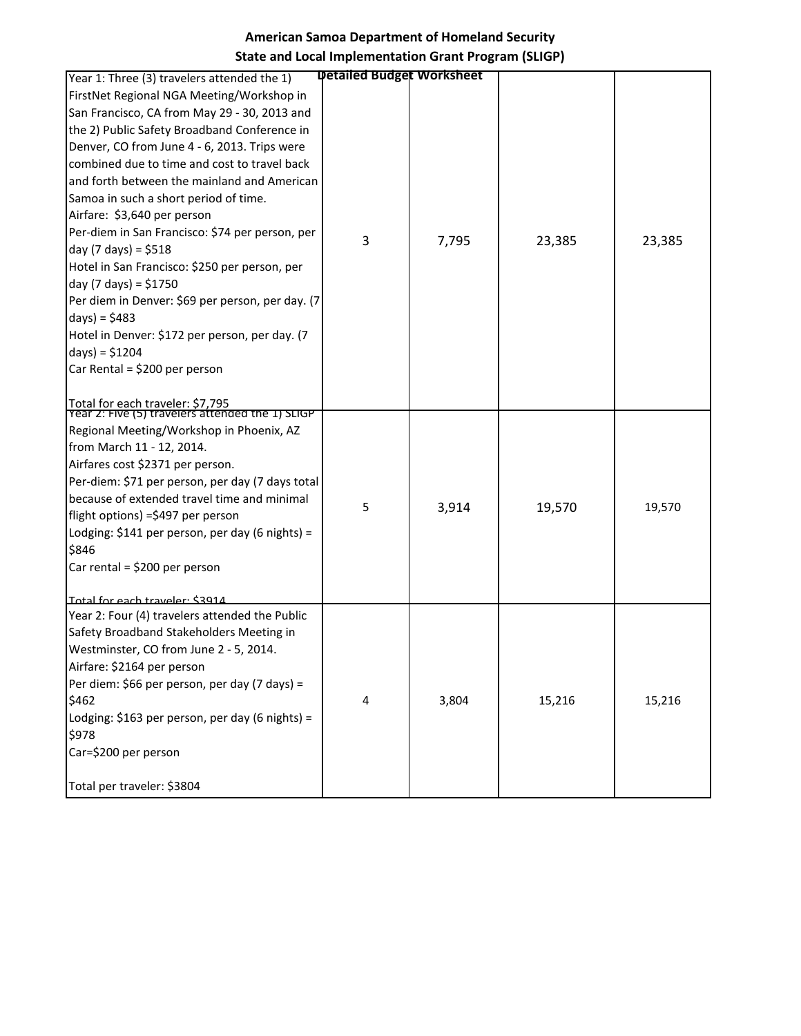**American Samoa Department of Homeland Security**
**State and Local Implementation Grant Program (SLIGP)**
**Detailed Budget Worksheet**

| | | | | |
|---|---|---|---|---|
| Year 1: Three (3) travelers attended the 1) FirstNet Regional NGA Meeting/Workshop in San Francisco, CA from May 29 - 30, 2013 and the 2) Public Safety Broadband Conference in Denver, CO from June 4 - 6, 2013. Trips were combined due to time and cost to travel back and forth between the mainland and American Samoa in such a short period of time.<br>Airfare: $3,640 per person<br>Per-diem in San Francisco: $74 per person, per day (7 days) = $518<br>Hotel in San Francisco: $250 per person, per day (7 days) = $1750<br>Per diem in Denver: $69 per person, per day. (7 days) = $483<br>Hotel in Denver: $172 per person, per day. (7 days) = $1204<br>Car Rental = $200 per person<br><br>Total for each traveler: $7,795 | 3 | 7,795 | 23,385 | 23,385 |
| Year 2: Five (5) travelers attended the 1) SLIGP Regional Meeting/Workshop in Phoenix, AZ from March 11 - 12, 2014.<br>Airfares cost $2371 per person.<br>Per-diem: $71 per person, per day (7 days total because of extended travel time and minimal flight options) =$497 per person<br>Lodging: $141 per person, per day (6 nights) = $846<br>Car rental = $200 per person<br><br>Total for each traveler: $3914 | 5 | 3,914 | 19,570 | 19,570 |
| Year 2: Four (4) travelers attended the Public Safety Broadband Stakeholders Meeting in Westminster, CO from June 2 - 5, 2014.<br>Airfare: $2164 per person<br>Per diem: $66 per person, per day (7 days) = $462<br>Lodging: $163 per person, per day (6 nights) = $978<br>Car=$200 per person<br><br>Total per traveler: $3804 | 4 | 3,804 | 15,216 | 15,216 |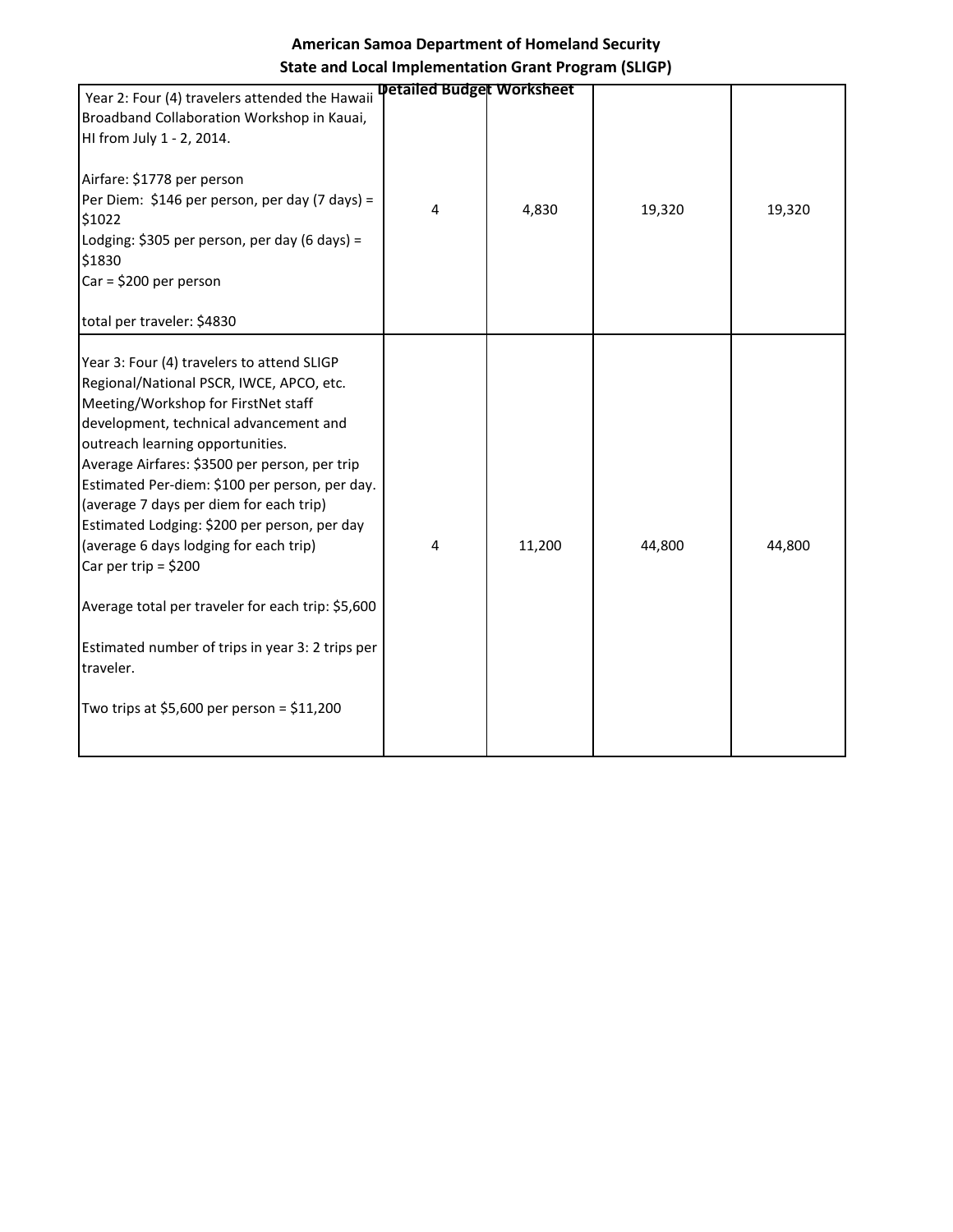**American Samoa Department of Homeland Security**

**State and Local Implementation Grant Program (SLIGP)**

**Detailed Budget Worksheet**

| | | | | |
|---|---|---|---|---|
| Year 2: Four (4) travelers attended the Hawaii Broadband Collaboration Workshop in Kauai, HI from July 1 - 2, 2014.<br><br>Airfare: $1778 per person<br>Per Diem: $146 per person, per day (7 days) = $1022<br>Lodging: $305 per person, per day (6 days) = $1830<br>Car = $200 per person<br><br>total per traveler: $4830 | 4 | 4,830 | 19,320 | 19,320 |
| Year 3: Four (4) travelers to attend SLIGP Regional/National PSCR, IWCE, APCO, etc. Meeting/Workshop for FirstNet staff development, technical advancement and outreach learning opportunities.<br>Average Airfares: $3500 per person, per trip<br>Estimated Per-diem: $100 per person, per day. (average 7 days per diem for each trip)<br>Estimated Lodging: $200 per person, per day (average 6 days lodging for each trip)<br>Car per trip = $200<br><br>Average total per traveler for each trip: $5,600<br><br>Estimated number of trips in year 3: 2 trips per traveler.<br><br>Two trips at $5,600 per person = $11,200 | 4 | 11,200 | 44,800 | 44,800 |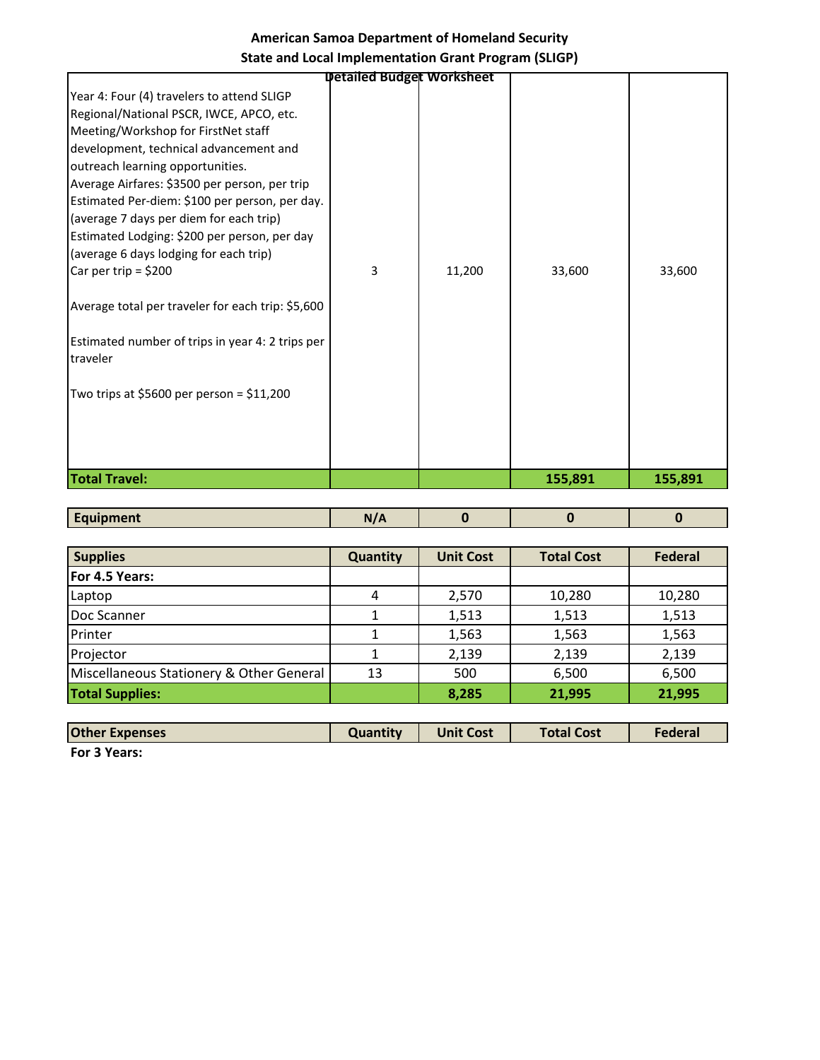**American Samoa Department of Homeland Security**
**State and Local Implementation Grant Program (SLIGP)**
**Detailed Budget Worksheet**

| | | | | |
|---|---|---|---|---|
| Year 4: Four (4) travelers to attend SLIGP Regional/National PSCR, IWCE, APCO, etc. Meeting/Workshop for FirstNet staff development, technical advancement and outreach learning opportunities.<br>Average Airfares: $3500 per person, per trip<br>Estimated Per-diem: $100 per person, per day. (average 7 days per diem for each trip)<br>Estimated Lodging: $200 per person, per day (average 6 days lodging for each trip)<br>Car per trip = $200<br><br>Average total per traveler for each trip: $5,600<br><br>Estimated number of trips in year 4: 2 trips per traveler<br><br>Two trips at $5600 per person = $11,200 | 3 | 11,200 | 33,600 | 33,600 |
| **Total Travel:** | | | **155,891** | **155,891** |

| **Equipment** | **N/A** | **0** | **0** | **0** |
|---|---|---|---|---|

| **Supplies** | **Quantity** | **Unit Cost** | **Total Cost** | **Federal** |
|---|---|---|---|---|
| **For 4.5 Years:** | | | | |
| Laptop | 4 | 2,570 | 10,280 | 10,280 |
| Doc Scanner | 1 | 1,513 | 1,513 | 1,513 |
| Printer | 1 | 1,563 | 1,563 | 1,563 |
| Projector | 1 | 2,139 | 2,139 | 2,139 |
| Miscellaneous Stationery & Other General | 13 | 500 | 6,500 | 6,500 |
| **Total Supplies:** | | **8,285** | **21,995** | **21,995** |

| **Other Expenses** | **Quantity** | **Unit Cost** | **Total Cost** | **Federal** |
|---|---|---|---|---|

**For 3 Years:**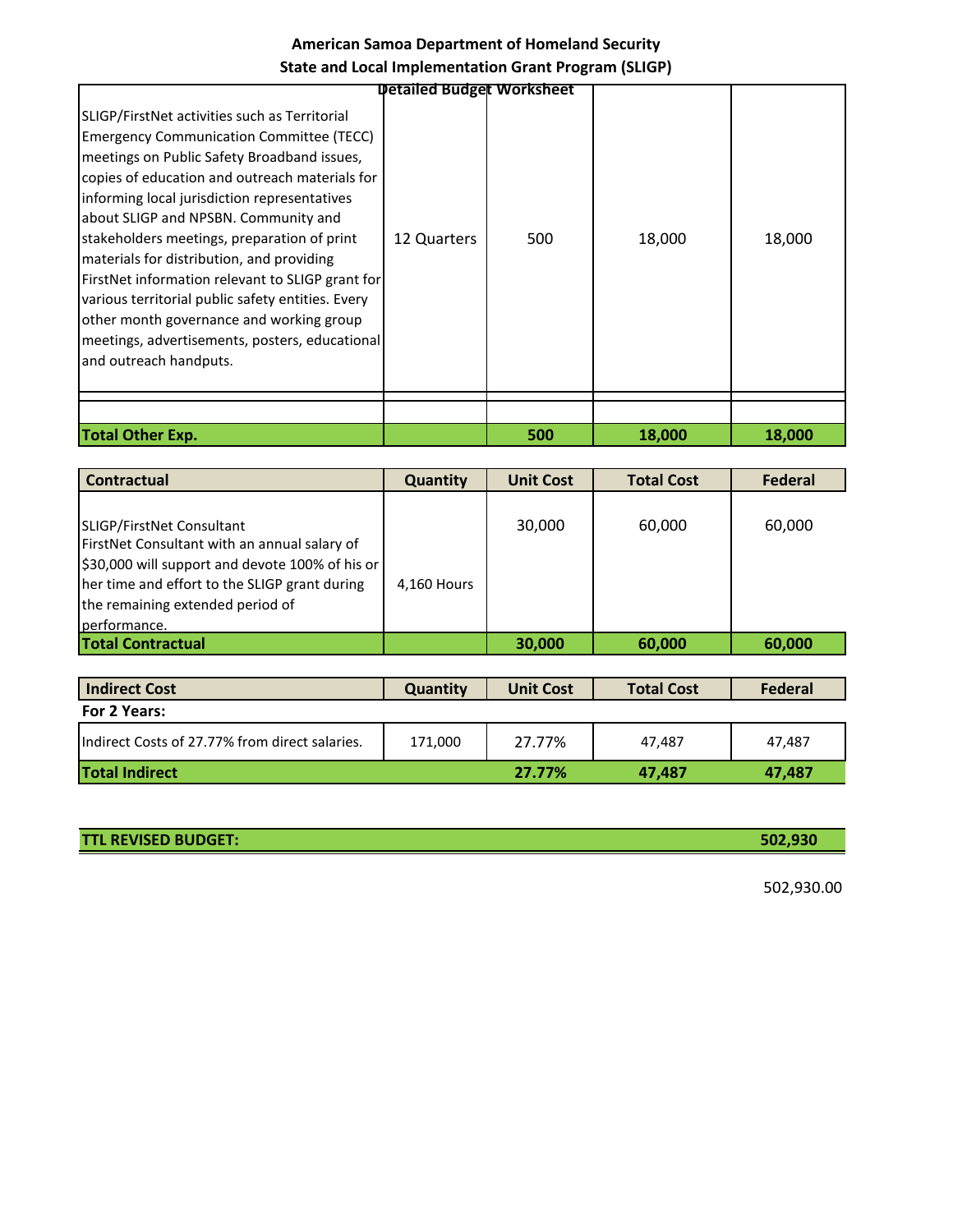**American Samoa Department of Homeland Security**
**State and Local Implementation Grant Program (SLIGP)**
**Detailed Budget Worksheet**

| | | | | |
|---|---|---|---|---|
| SLIGP/FirstNet activities such as Territorial Emergency Communication Committee (TECC) meetings on Public Safety Broadband issues, copies of education and outreach materials for informing local jurisdiction representatives about SLIGP and NPSBN. Community and stakeholders meetings, preparation of print materials for distribution, and providing FirstNet information relevant to SLIGP grant for various territorial public safety entities. Every other month governance and working group meetings, advertisements, posters, educational and outreach handputs. | 12 Quarters | 500 | 18,000 | 18,000 |
| | | | | |
| **Total Other Exp.** | | **500** | **18,000** | **18,000** |

| Contractual | Quantity | Unit Cost | Total Cost | Federal |
|---|---|---|---|---|
| SLIGP/FirstNet Consultant<br>FirstNet Consultant with an annual salary of $30,000 will support and devote 100% of his or her time and effort to the SLIGP grant during the remaining extended period of performance. | 4,160 Hours | 30,000 | 60,000 | 60,000 |
| **Total Contractual** | | **30,000** | **60,000** | **60,000** |

| Indirect Cost | Quantity | Unit Cost | Total Cost | Federal |
|---|---|---|---|---|
| **For 2 Years:** | | | | |
| Indirect Costs of 27.77% from direct salaries. | 171,000 | 27.77% | 47,487 | 47,487 |
| **Total Indirect** | | **27.77%** | **47,487** | **47,487** |

| | |
|---|---|
| **TTL REVISED BUDGET:** | **502,930** |

502,930.00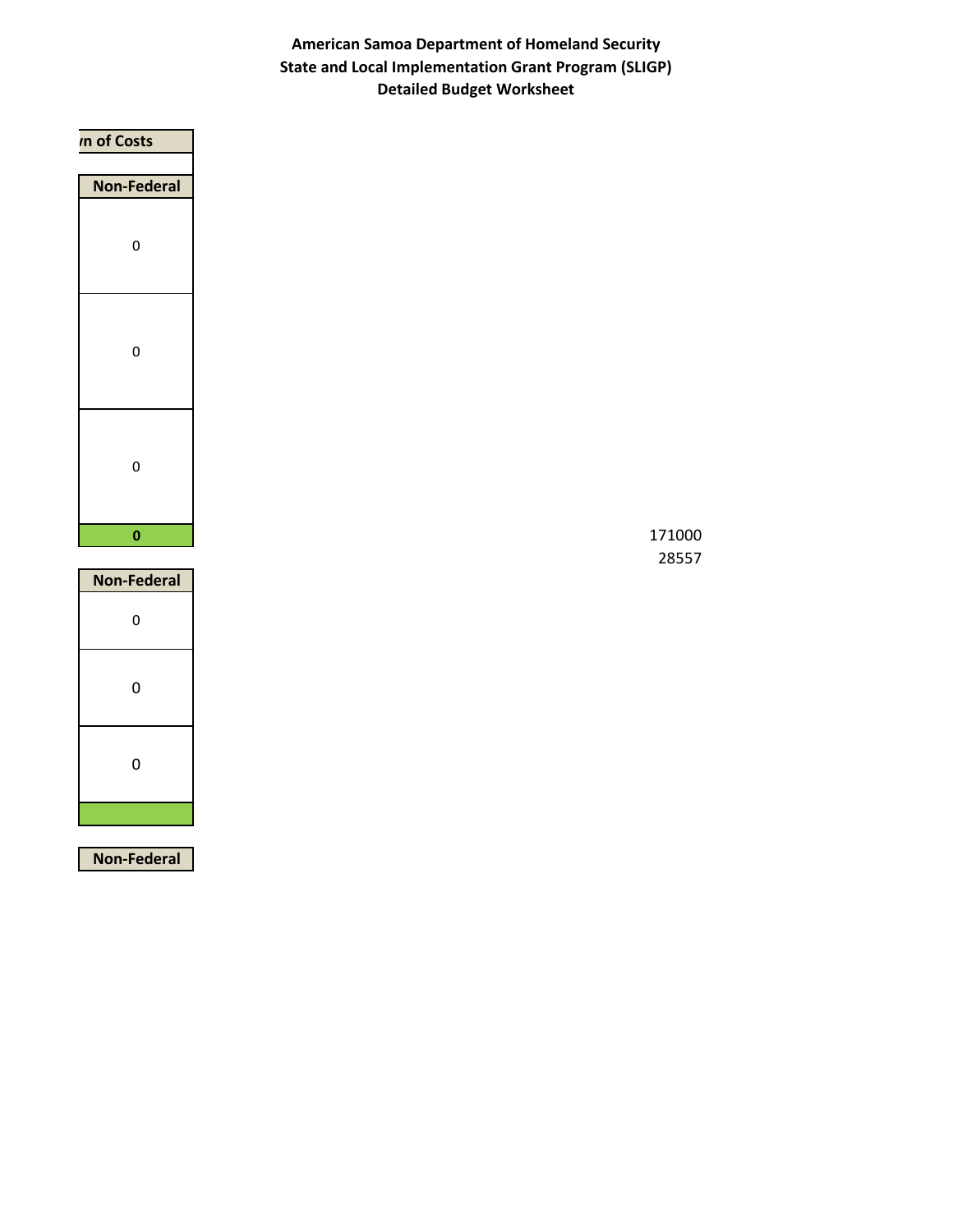**American Samoa Department of Homeland Security**
**State and Local Implementation Grant Program (SLIGP)**
**Detailed Budget Worksheet**

| n of Costs |
|---|
| |
| **Non-Federal** |
| 0 |
| 0 |
| 0 |
| **0** |

171000
28557

| Non-Federal |
|---|
| 0 |
| 0 |
| 0 |
| |

| Non-Federal |
|---|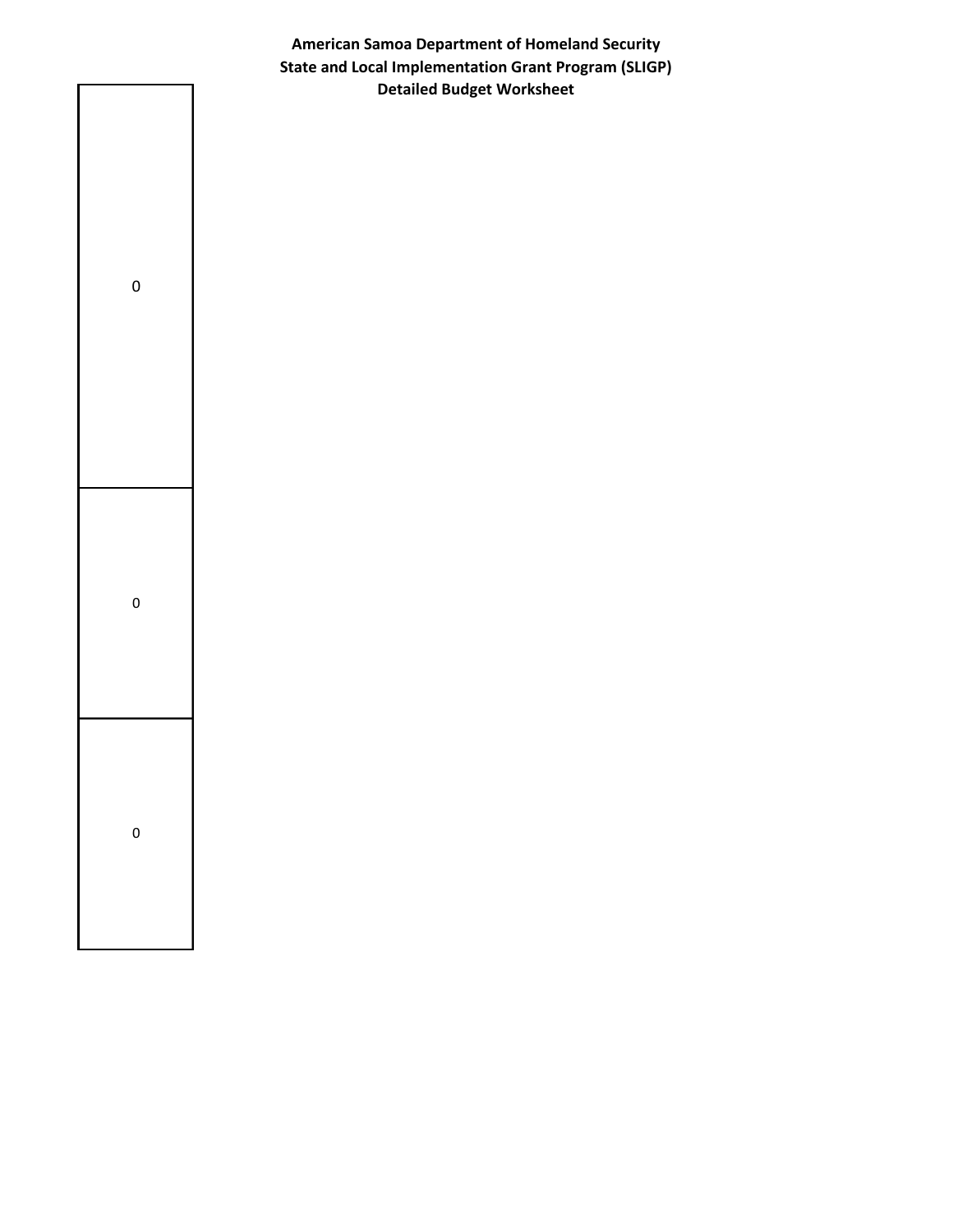**American Samoa Department of Homeland Security**
**State and Local Implementation Grant Program (SLIGP)**
**Detailed Budget Worksheet**

| |
|---|
| 0 |
| 0 |
| 0 |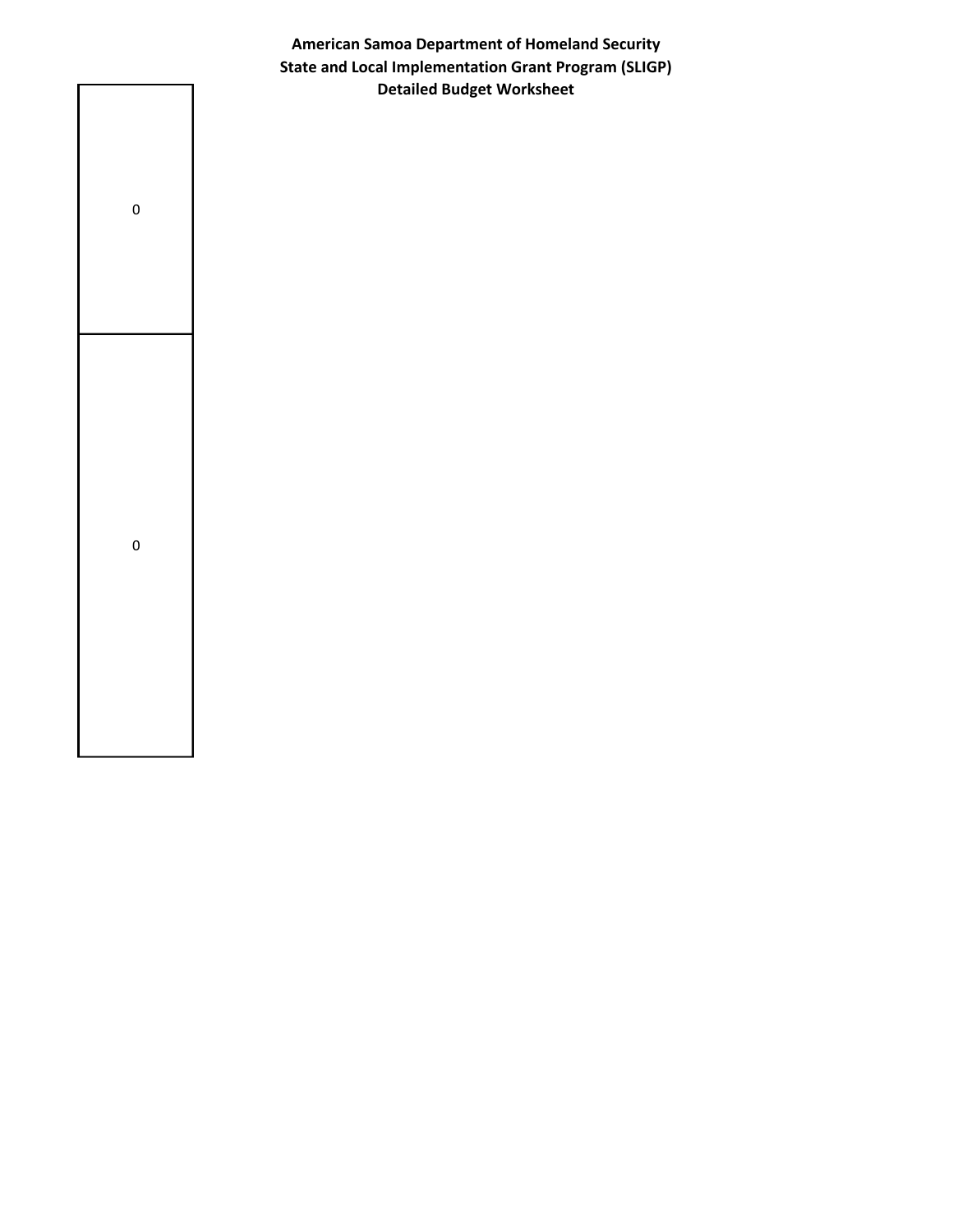**American Samoa Department of Homeland Security**
**State and Local Implementation Grant Program (SLIGP)**
**Detailed Budget Worksheet**

| 0 |
|---|
| 0 |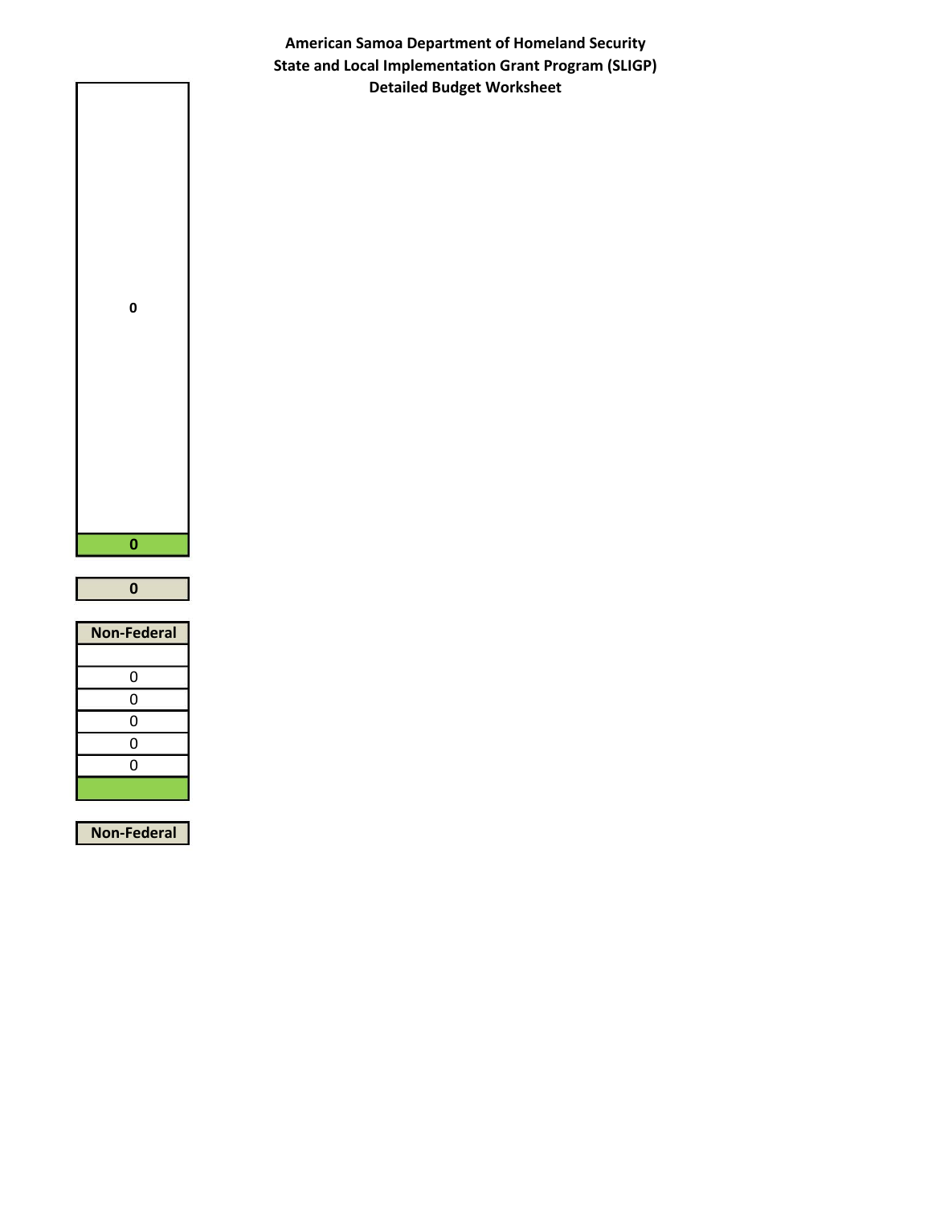**American Samoa Department of Homeland Security**
**State and Local Implementation Grant Program (SLIGP)**
**Detailed Budget Worksheet**

| |
|---|
| **0** |
| **0** |

| |
|---|
| **0** |

| Non-Federal |
|---|
| |
| 0 |
| 0 |
| 0 |
| 0 |
| 0 |
| |

| Non-Federal |
|---|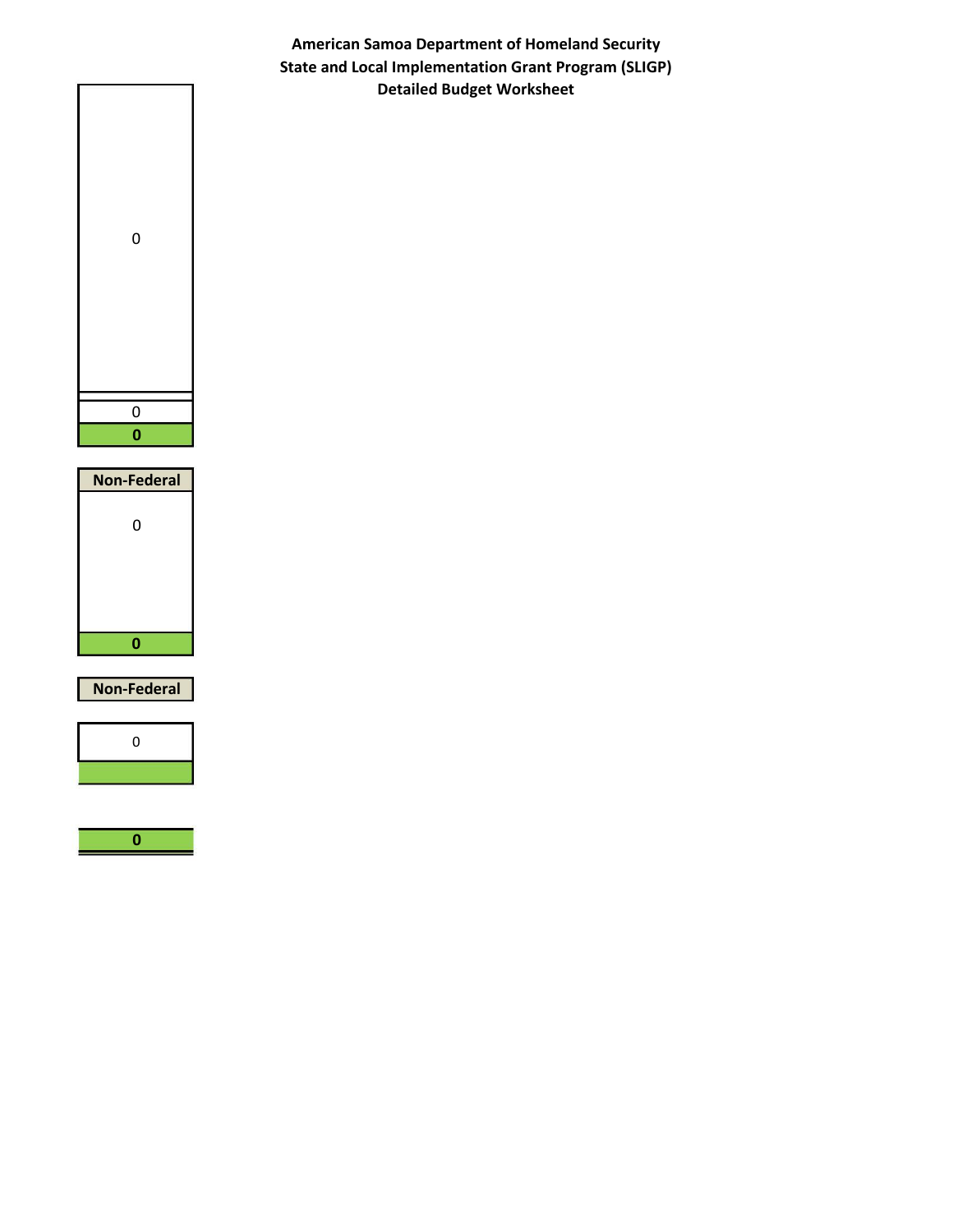**American Samoa Department of Homeland Security**
**State and Local Implementation Grant Program (SLIGP)**
**Detailed Budget Worksheet**

| |
|---|
| 0 |
| |
| 0 |
| **0** |

| Non-Federal |
|---|
| 0 |
| **0** |

| Non-Federal |
|---|

| |
|---|
| 0 |
| |

| |
|---|
| **0** |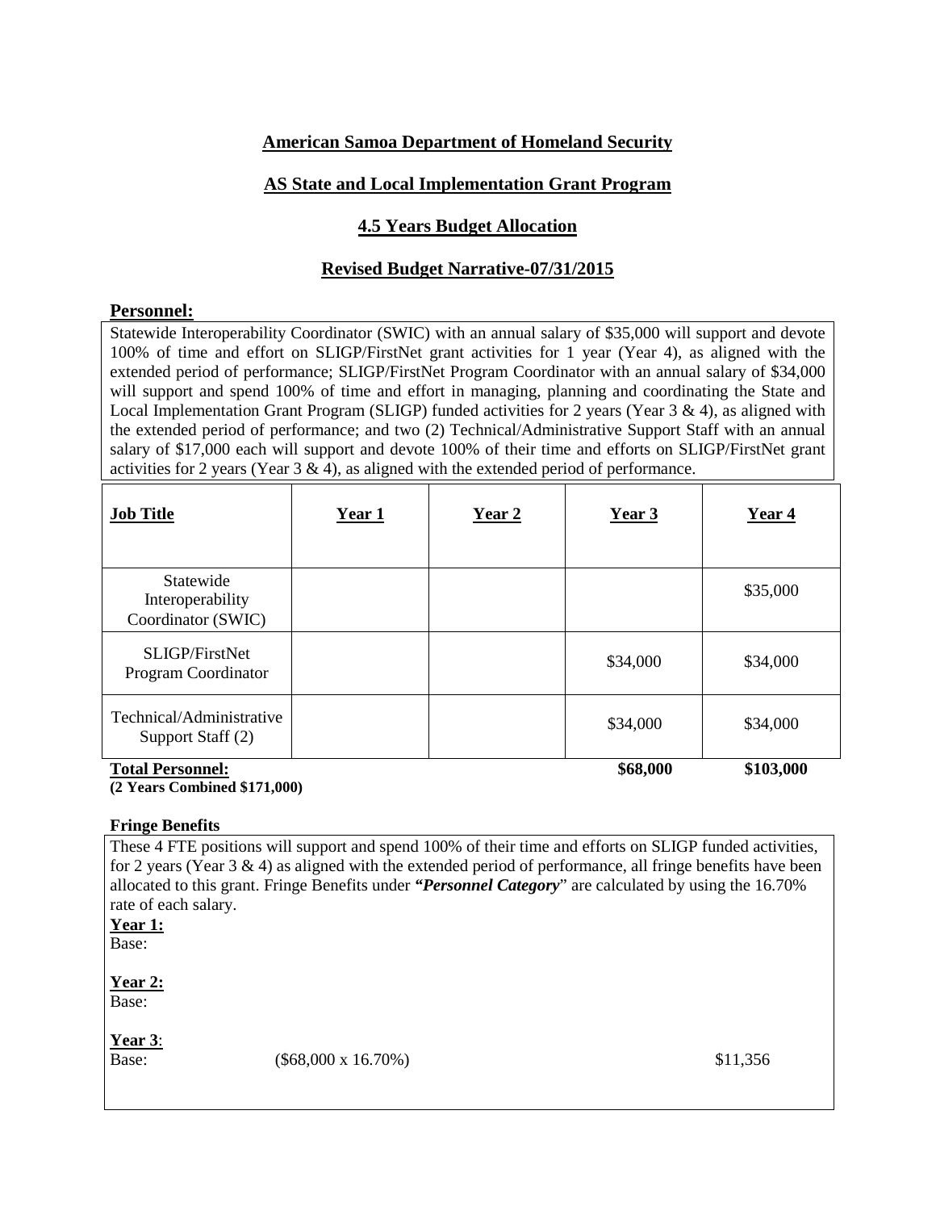**American Samoa Department of Homeland Security**

**AS State and Local Implementation Grant Program**

**4.5 Years Budget Allocation**

**Revised Budget Narrative-07/31/2015**

**Personnel:**

Statewide Interoperability Coordinator (SWIC) with an annual salary of $35,000 will support and devote 100% of time and effort on SLIGP/FirstNet grant activities for 1 year (Year 4), as aligned with the extended period of performance; SLIGP/FirstNet Program Coordinator with an annual salary of $34,000 will support and spend 100% of time and effort in managing, planning and coordinating the State and Local Implementation Grant Program (SLIGP) funded activities for 2 years (Year 3 & 4), as aligned with the extended period of performance; and two (2) Technical/Administrative Support Staff with an annual salary of $17,000 each will support and devote 100% of their time and efforts on SLIGP/FirstNet grant activities for 2 years (Year 3 & 4), as aligned with the extended period of performance.

| Job Title | Year 1 | Year 2 | Year 3 | Year 4 |
|---|---|---|---|---|
| Statewide Interoperability Coordinator (SWIC) | | | | $35,000 |
| SLIGP/FirstNet Program Coordinator | | | $34,000 | $34,000 |
| Technical/Administrative Support Staff (2) | | | $34,000 | $34,000 |
| **Total Personnel:** **(2 Years Combined $171,000)** | | | **$68,000** | **$103,000** |

**Fringe Benefits**

These 4 FTE positions will support and spend 100% of their time and efforts on SLIGP funded activities, for 2 years (Year 3 & 4) as aligned with the extended period of performance, all fringe benefits have been allocated to this grant. Fringe Benefits under ***"Personnel Category***" are calculated by using the 16.70% rate of each salary.

**Year 1:**
Base:

**Year 2:**
Base:

**Year 3**:
Base: ($68,000 x 16.70%) $11,356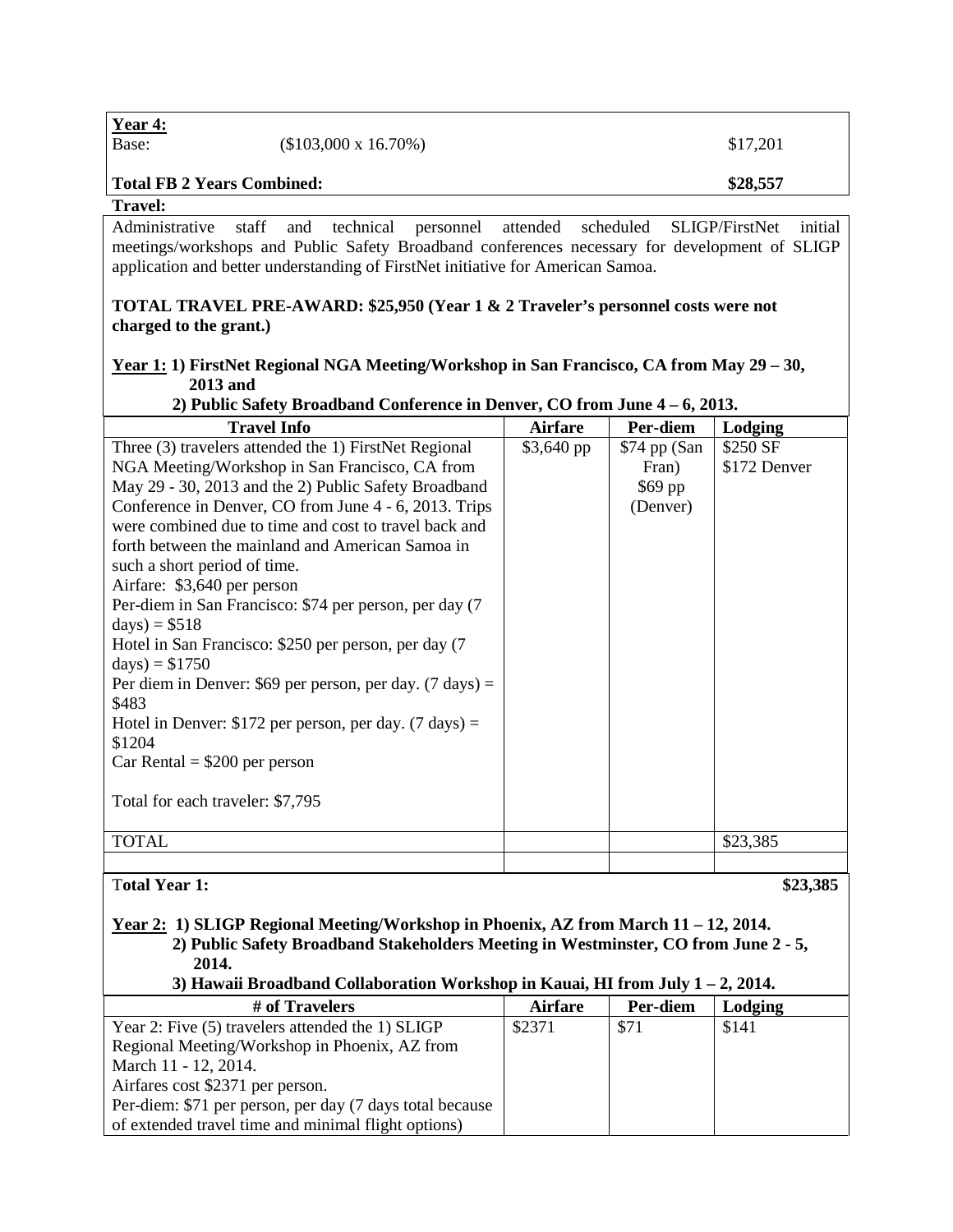**Year 4:**

Base: ($103,000 x 16.70%) $17,201

**Total FB 2 Years Combined: $28,557**

**Travel:**

Administrative staff and technical personnel attended scheduled SLIGP/FirstNet initial meetings/workshops and Public Safety Broadband conferences necessary for development of SLIGP application and better understanding of FirstNet initiative for American Samoa.

**TOTAL TRAVEL PRE-AWARD: $25,950 (Year 1 & 2 Traveler's personnel costs were not charged to the grant.)**

**Year 1: 1) FirstNet Regional NGA Meeting/Workshop in San Francisco, CA from May 29 – 30, 2013 and**
**2) Public Safety Broadband Conference in Denver, CO from June 4 – 6, 2013.**

| Travel Info | Airfare | Per-diem | Lodging |
|---|---|---|---|
| Three (3) travelers attended the 1) FirstNet Regional NGA Meeting/Workshop in San Francisco, CA from May 29 - 30, 2013 and the 2) Public Safety Broadband Conference in Denver, CO from June 4 - 6, 2013. Trips were combined due to time and cost to travel back and forth between the mainland and American Samoa in such a short period of time.<br>Airfare: $3,640 per person<br>Per-diem in San Francisco: $74 per person, per day (7 days) = $518<br>Hotel in San Francisco: $250 per person, per day (7 days) = $1750<br>Per diem in Denver: $69 per person, per day. (7 days) = $483<br>Hotel in Denver: $172 per person, per day. (7 days) = $1204<br>Car Rental = $200 per person<br><br>Total for each traveler: $7,795 | $3,640 pp | $74 pp (San Fran)<br>$69 pp (Denver) | $250 SF<br>$172 Denver |
| TOTAL | | | $23,385 |
| | | | |

**Total Year 1: $23,385**

**Year 2: 1) SLIGP Regional Meeting/Workshop in Phoenix, AZ from March 11 – 12, 2014.**
**2) Public Safety Broadband Stakeholders Meeting in Westminster, CO from June 2 - 5, 2014.**
**3) Hawaii Broadband Collaboration Workshop in Kauai, HI from July 1 – 2, 2014.**

| # of Travelers | Airfare | Per-diem | Lodging |
|---|---|---|---|
| Year 2: Five (5) travelers attended the 1) SLIGP Regional Meeting/Workshop in Phoenix, AZ from March 11 - 12, 2014.<br>Airfares cost $2371 per person.<br>Per-diem: $71 per person, per day (7 days total because of extended travel time and minimal flight options) | $2371 | $71 | $141 |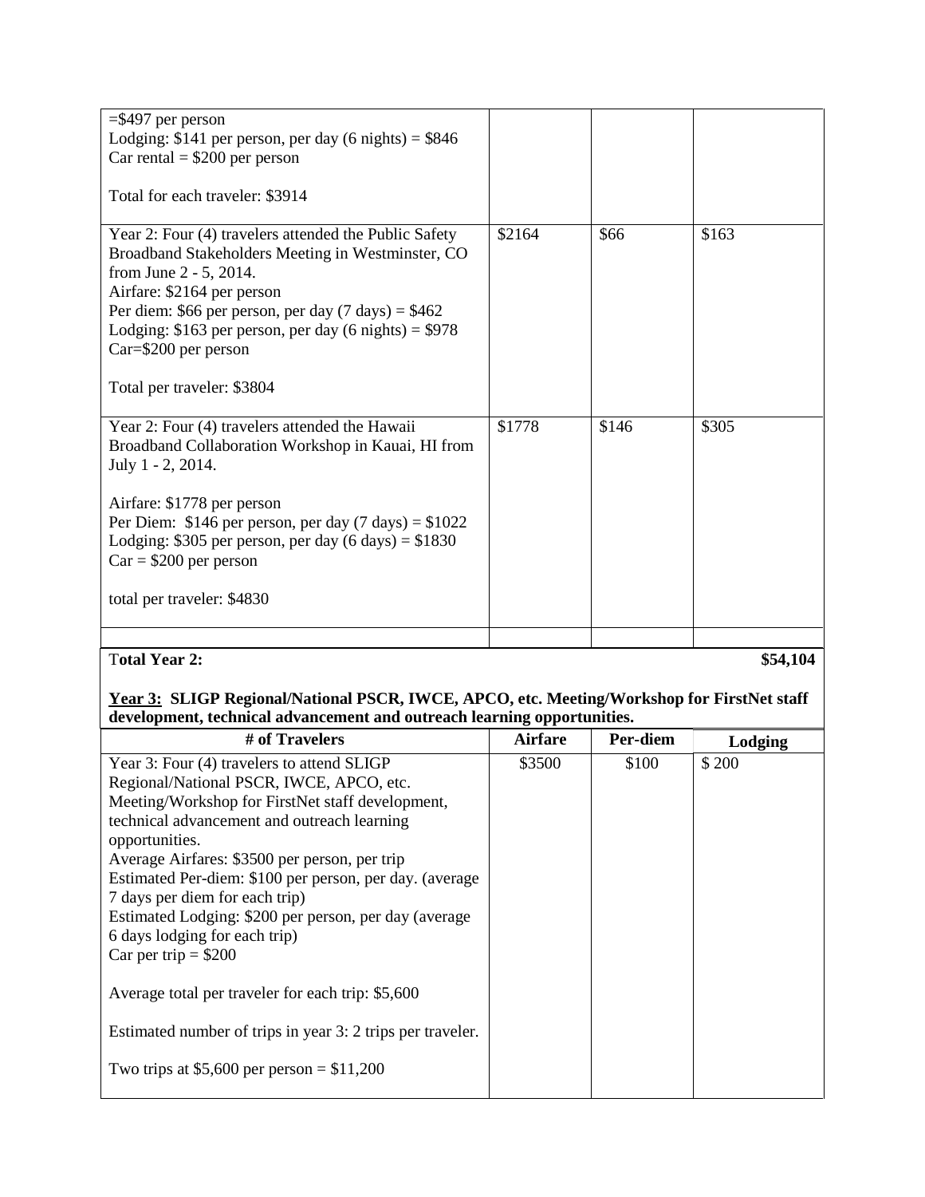| | | | |
|---|---|---|---|
| =$497 per person<br>Lodging: $141 per person, per day (6 nights) = $846<br>Car rental = $200 per person<br><br>Total for each traveler: $3914 | | | |
| Year 2: Four (4) travelers attended the Public Safety Broadband Stakeholders Meeting in Westminster, CO from June 2 - 5, 2014.<br>Airfare: $2164 per person<br>Per diem: $66 per person, per day (7 days) = $462<br>Lodging: $163 per person, per day (6 nights) = $978<br>Car=$200 per person<br><br>Total per traveler: $3804 | $2164 | $66 | $163 |
| Year 2: Four (4) travelers attended the Hawaii Broadband Collaboration Workshop in Kauai, HI from July 1 - 2, 2014.<br><br>Airfare: $1778 per person<br>Per Diem: $146 per person, per day (7 days) = $1022<br>Lodging: $305 per person, per day (6 days) = $1830<br>Car = $200 per person<br><br>total per traveler: $4830 | $1778 | $146 | $305 |
| | | | |

**Total Year 2:** **$54,104**

**<u>Year 3:</u> SLIGP Regional/National PSCR, IWCE, APCO, etc. Meeting/Workshop for FirstNet staff development, technical advancement and outreach learning opportunities.**

| # of Travelers | Airfare | Per-diem | Lodging |
|---|---|---|---|
| Year 3: Four (4) travelers to attend SLIGP Regional/National PSCR, IWCE, APCO, etc. Meeting/Workshop for FirstNet staff development, technical advancement and outreach learning opportunities.<br>Average Airfares: $3500 per person, per trip<br>Estimated Per-diem: $100 per person, per day. (average 7 days per diem for each trip)<br>Estimated Lodging: $200 per person, per day (average 6 days lodging for each trip)<br>Car per trip = $200<br><br>Average total per traveler for each trip: $5,600<br><br>Estimated number of trips in year 3: 2 trips per traveler.<br><br>Two trips at $5,600 per person = $11,200 | $3500 | $100 | $ 200 |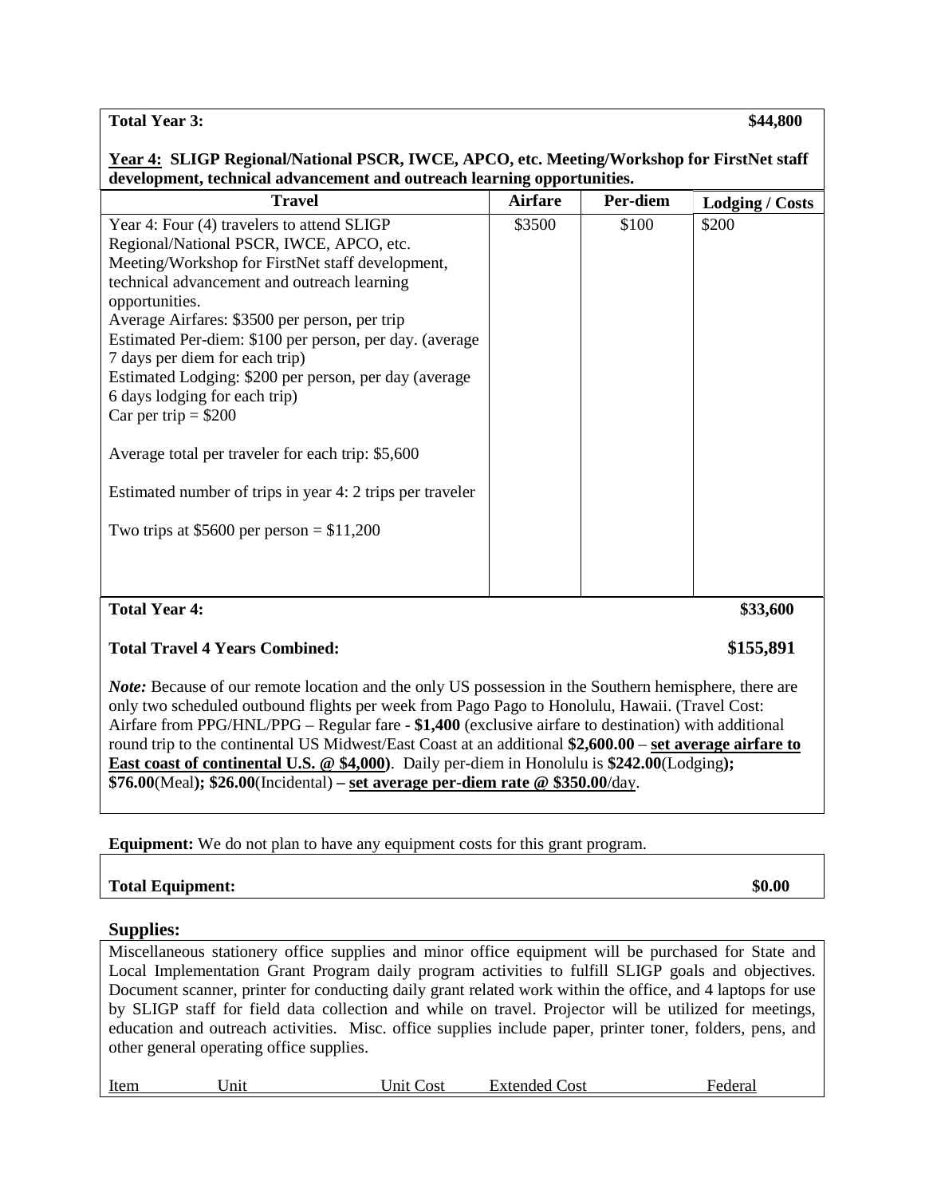**Total Year 3:** **$44,800**

**Year 4: SLIGP Regional/National PSCR, IWCE, APCO, etc. Meeting/Workshop for FirstNet staff development, technical advancement and outreach learning opportunities.**

| Travel | Airfare | Per-diem | Lodging / Costs |
|---|---|---|---|
| Year 4: Four (4) travelers to attend SLIGP Regional/National PSCR, IWCE, APCO, etc. Meeting/Workshop for FirstNet staff development, technical advancement and outreach learning opportunities.<br>Average Airfares: $3500 per person, per trip<br>Estimated Per-diem: $100 per person, per day. (average 7 days per diem for each trip)<br>Estimated Lodging: $200 per person, per day (average 6 days lodging for each trip)<br>Car per trip = $200<br><br>Average total per traveler for each trip: $5,600<br><br>Estimated number of trips in year 4: 2 trips per traveler<br><br>Two trips at $5600 per person = $11,200 | $3500 | $100 | $200 |

**Total Year 4:** **$33,600**

**Total Travel 4 Years Combined:** **$155,891**

*Note:* Because of our remote location and the only US possession in the Southern hemisphere, there are only two scheduled outbound flights per week from Pago Pago to Honolulu, Hawaii. (Travel Cost: Airfare from PPG/HNL/PPG – Regular fare - **$1,400** (exclusive airfare to destination) with additional round trip to the continental US Midwest/East Coast at an additional **$2,600.00** – **set average airfare to East coast of continental U.S. @ $4,000)**. Daily per-diem in Honolulu is **$242.00**(Lodging)**; $76.00**(Meal)**; $26.00**(Incidental) **– set average per-diem rate @ $350.00**/day.

**Equipment:** We do not plan to have any equipment costs for this grant program.

**Total Equipment:** **$0.00**

**Supplies:**

Miscellaneous stationery office supplies and minor office equipment will be purchased for State and Local Implementation Grant Program daily program activities to fulfill SLIGP goals and objectives. Document scanner, printer for conducting daily grant related work within the office, and 4 laptops for use by SLIGP staff for field data collection and while on travel. Projector will be utilized for meetings, education and outreach activities. Misc. office supplies include paper, printer toner, folders, pens, and other general operating office supplies.

| Item | Unit | Unit Cost | Extended Cost | Federal |
|---|---|---|---|---|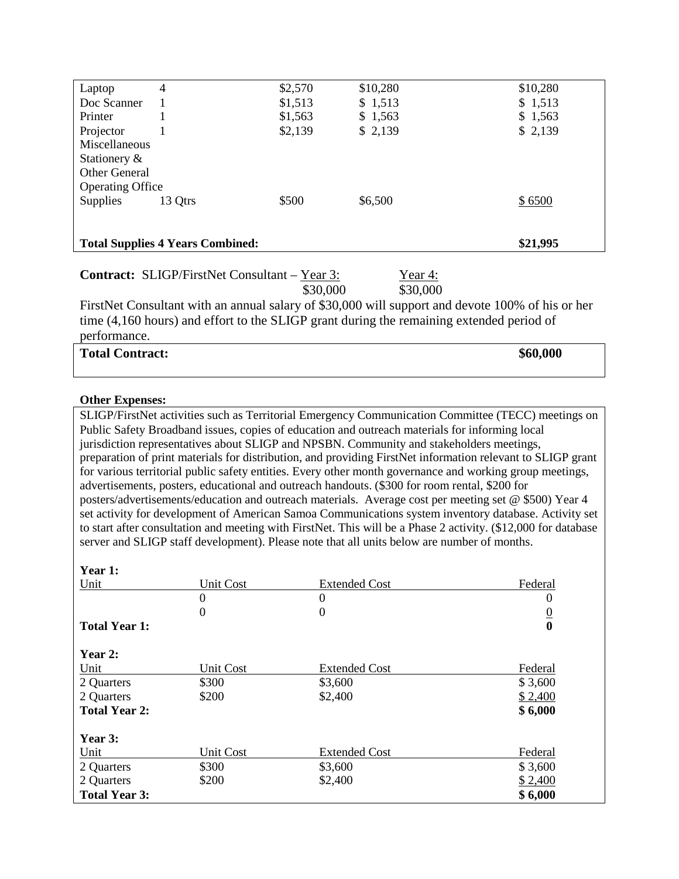| | | | | |
|---|---|---|---|---|
| Laptop | 4 | $2,570 | $10,280 | $10,280 |
| Doc Scanner | 1 | $1,513 | $ 1,513 | $ 1,513 |
| Printer | 1 | $1,563 | $ 1,563 | $ 1,563 |
| Projector | 1 | $2,139 | $ 2,139 | $ 2,139 |
| Miscellaneous Stationery & Other General Operating Office Supplies | 13 Qtrs | $500 | $6,500 | $ 6500 |
| **Total Supplies 4 Years Combined:** | | | | **$21,995** |

**Contract:** SLIGP/FirstNet Consultant – Year 3: $30,000 Year 4: $30,000

FirstNet Consultant with an annual salary of $30,000 will support and devote 100% of his or her time (4,160 hours) and effort to the SLIGP grant during the remaining extended period of performance.

| | |
|---|---|
| **Total Contract:** | **$60,000** |

**Other Expenses:**

SLIGP/FirstNet activities such as Territorial Emergency Communication Committee (TECC) meetings on Public Safety Broadband issues, copies of education and outreach materials for informing local jurisdiction representatives about SLIGP and NPSBN. Community and stakeholders meetings, preparation of print materials for distribution, and providing FirstNet information relevant to SLIGP grant for various territorial public safety entities. Every other month governance and working group meetings, advertisements, posters, educational and outreach handouts. ($300 for room rental, $200 for posters/advertisements/education and outreach materials. Average cost per meeting set @ $500) Year 4 set activity for development of American Samoa Communications system inventory database. Activity set to start after consultation and meeting with FirstNet. This will be a Phase 2 activity. ($12,000 for database server and SLIGP staff development). Please note that all units below are number of months.

**Year 1:**

| Unit | Unit Cost | Extended Cost | Federal |
|---|---|---|---|
| | 0 | 0 | 0 |
| | 0 | 0 | 0 |
| **Total Year 1:** | | | **0** |

**Year 2:**

| Unit | Unit Cost | Extended Cost | Federal |
|---|---|---|---|
| 2 Quarters | $300 | $3,600 | $ 3,600 |
| 2 Quarters | $200 | $2,400 | $ 2,400 |
| **Total Year 2:** | | | **$ 6,000** |

**Year 3:**

| Unit | Unit Cost | Extended Cost | Federal |
|---|---|---|---|
| 2 Quarters | $300 | $3,600 | $ 3,600 |
| 2 Quarters | $200 | $2,400 | $ 2,400 |
| **Total Year 3:** | | | **$ 6,000** |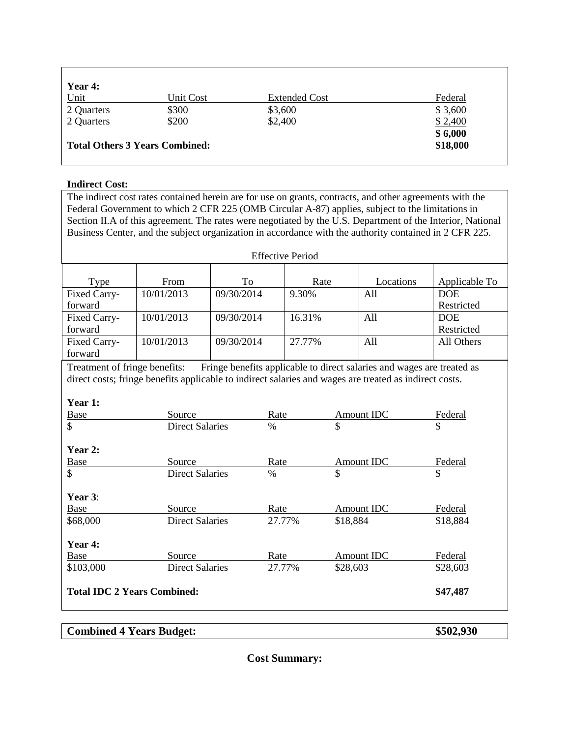**Year 4:**

| Unit | Unit Cost | Extended Cost | Federal |
|---|---|---|---|
| 2 Quarters | $300 | $3,600 | $ 3,600 |
| 2 Quarters | $200 | $2,400 | $ 2,400 |
| | | | **$ 6,000** |
| **Total Others 3 Years Combined:** | | | **$18,000** |

**Indirect Cost:**

The indirect cost rates contained herein are for use on grants, contracts, and other agreements with the Federal Government to which 2 CFR 225 (OMB Circular A-87) applies, subject to the limitations in Section II.A of this agreement. The rates were negotiated by the U.S. Department of the Interior, National Business Center, and the subject organization in accordance with the authority contained in 2 CFR 225.

Effective Period

| Type | From | To | Rate | Locations | Applicable To |
|---|---|---|---|---|---|
| Fixed Carry-forward | 10/01/2013 | 09/30/2014 | 9.30% | All | DOE Restricted |
| Fixed Carry-forward | 10/01/2013 | 09/30/2014 | 16.31% | All | DOE Restricted |
| Fixed Carry-forward | 10/01/2013 | 09/30/2014 | 27.77% | All | All Others |

Treatment of fringe benefits: Fringe benefits applicable to direct salaries and wages are treated as direct costs; fringe benefits applicable to indirect salaries and wages are treated as indirect costs.

**Year 1:**

| Base | Source | Rate | Amount IDC | Federal |
|---|---|---|---|---|
| $ | Direct Salaries | % | $ | $ |

**Year 2:**

| Base | Source | Rate | Amount IDC | Federal |
|---|---|---|---|---|
| $ | Direct Salaries | % | $ | $ |

**Year 3**:

| Base | Source | Rate | Amount IDC | Federal |
|---|---|---|---|---|
| $68,000 | Direct Salaries | 27.77% | $18,884 | $18,884 |

**Year 4:**

| Base | Source | Rate | Amount IDC | Federal |
|---|---|---|---|---|
| $103,000 | Direct Salaries | 27.77% | $28,603 | $28,603 |

**Total IDC 2 Years Combined:** **$47,487**

**Combined 4 Years Budget:** **$502,930**

**Cost Summary:**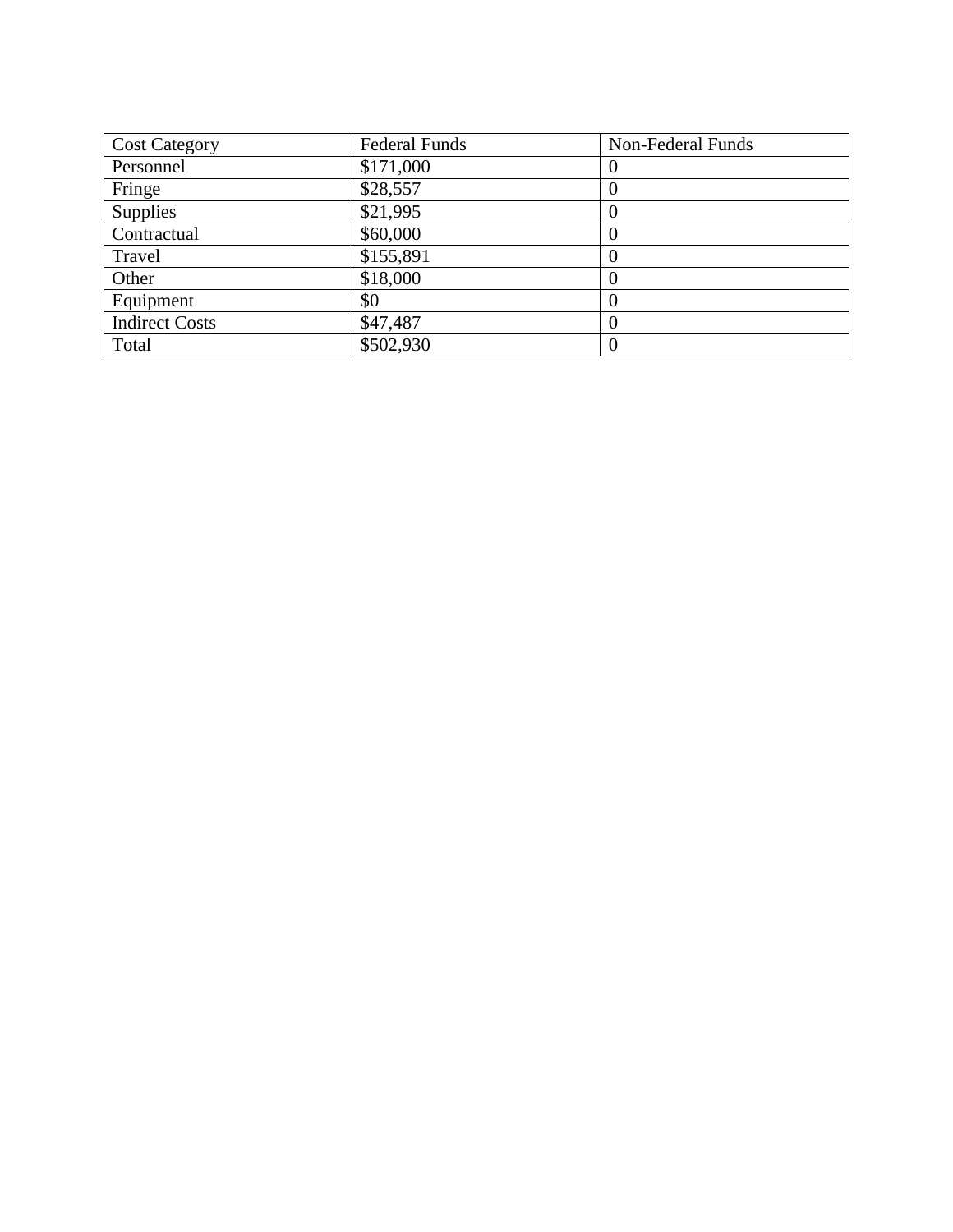| Cost Category | Federal Funds | Non-Federal Funds |
| --- | --- | --- |
| Personnel | $171,000 | 0 |
| Fringe | $28,557 | 0 |
| Supplies | $21,995 | 0 |
| Contractual | $60,000 | 0 |
| Travel | $155,891 | 0 |
| Other | $18,000 | 0 |
| Equipment | $0 | 0 |
| Indirect Costs | $47,487 | 0 |
| Total | $502,930 | 0 |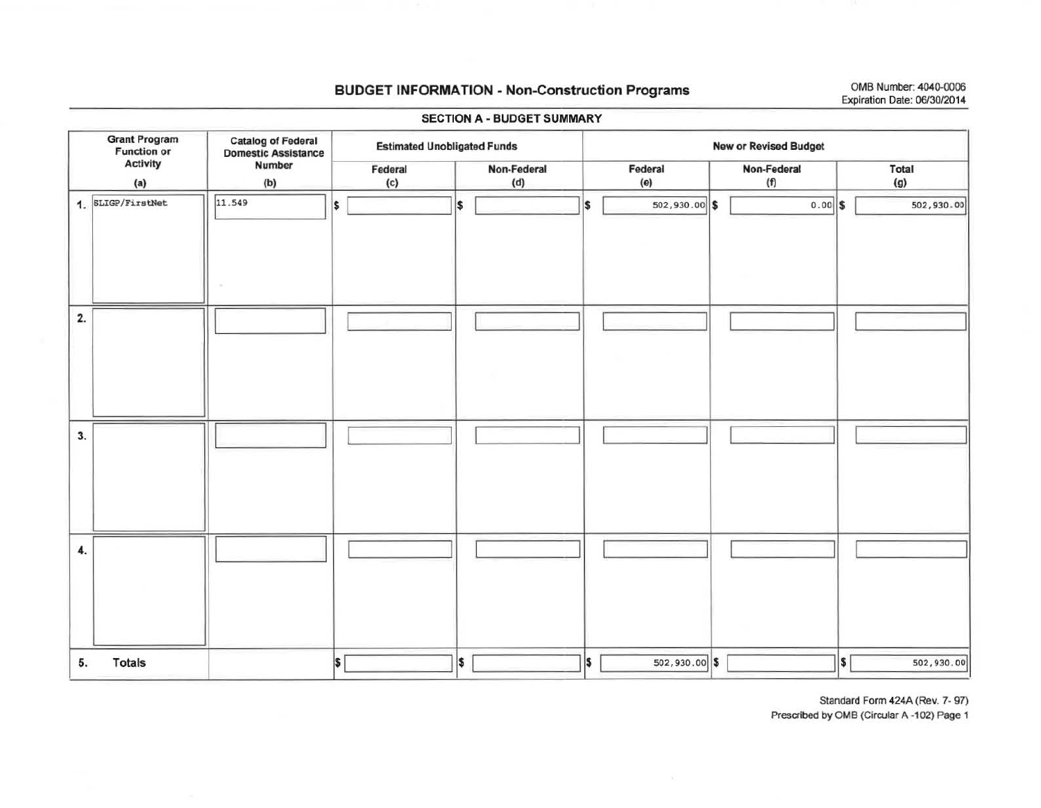# BUDGET INFORMATION - Non-Construction Programs

OMB Number: 4040-0006
Expiration Date: 06/30/2014

## SECTION A - BUDGET SUMMARY

| Grant Program Function or Activity (a) | Catalog of Federal Domestic Assistance Number (b) | Estimated Unobligated Funds | | New or Revised Budget | | |
|---|---|---|---|---|---|---|
| | | Federal (c) | Non-Federal (d) | Federal (e) | Non-Federal (f) | Total (g) |
| 1. SLIGP/FirstNet | 11.549 | $ | $ | $ 502,930.00 | $ 0.00 | $ 502,930.00 |
| 2. | | | | | | |
| 3. | | | | | | |
| 4. | | | | | | |
| 5. Totals | | $ | $ | $ 502,930.00 | $ | $ 502,930.00 |

Standard Form 424A (Rev. 7- 97)
Prescribed by OMB (Circular A -102) Page 1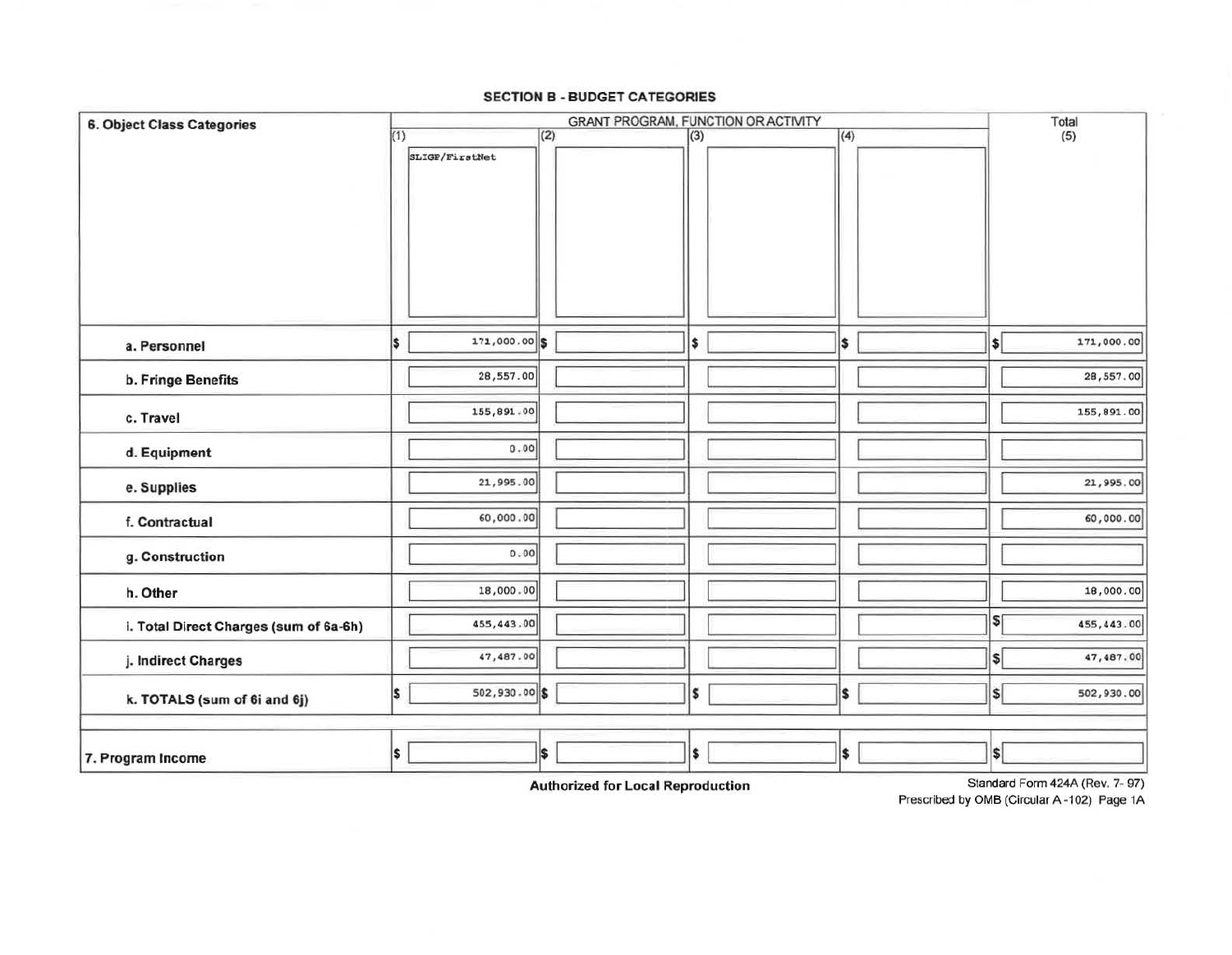## SECTION B - BUDGET CATEGORIES

| 6. Object Class Categories | GRANT PROGRAM, FUNCTION OR ACTIVITY | | | | Total |
|---|---|---|---|---|---|
| | (1) SLIGP/FirstNet | (2) | (3) | (4) | (5) |
| a. Personnel | $ 171,000.00 | $ | $ | $ | $ 171,000.00 |
| b. Fringe Benefits | 28,557.00 | | | | 28,557.00 |
| c. Travel | 155,891.00 | | | | 155,891.00 |
| d. Equipment | 0.00 | | | | |
| e. Supplies | 21,995.00 | | | | 21,995.00 |
| f. Contractual | 60,000.00 | | | | 60,000.00 |
| g. Construction | 0.00 | | | | |
| h. Other | 18,000.00 | | | | 18,000.00 |
| i. Total Direct Charges (sum of 6a-6h) | 455,443.00 | | | | $ 455,443.00 |
| j. Indirect Charges | 47,487.00 | | | | $ 47,487.00 |
| k. TOTALS (sum of 6i and 6j) | $ 502,930.00 | $ | $ | $ | $ 502,930.00 |
| 7. Program Income | $ | $ | $ | $ | $ |

**Authorized for Local Reproduction**

Standard Form 424A (Rev. 7- 97)
Prescribed by OMB (Circular A -102) Page 1A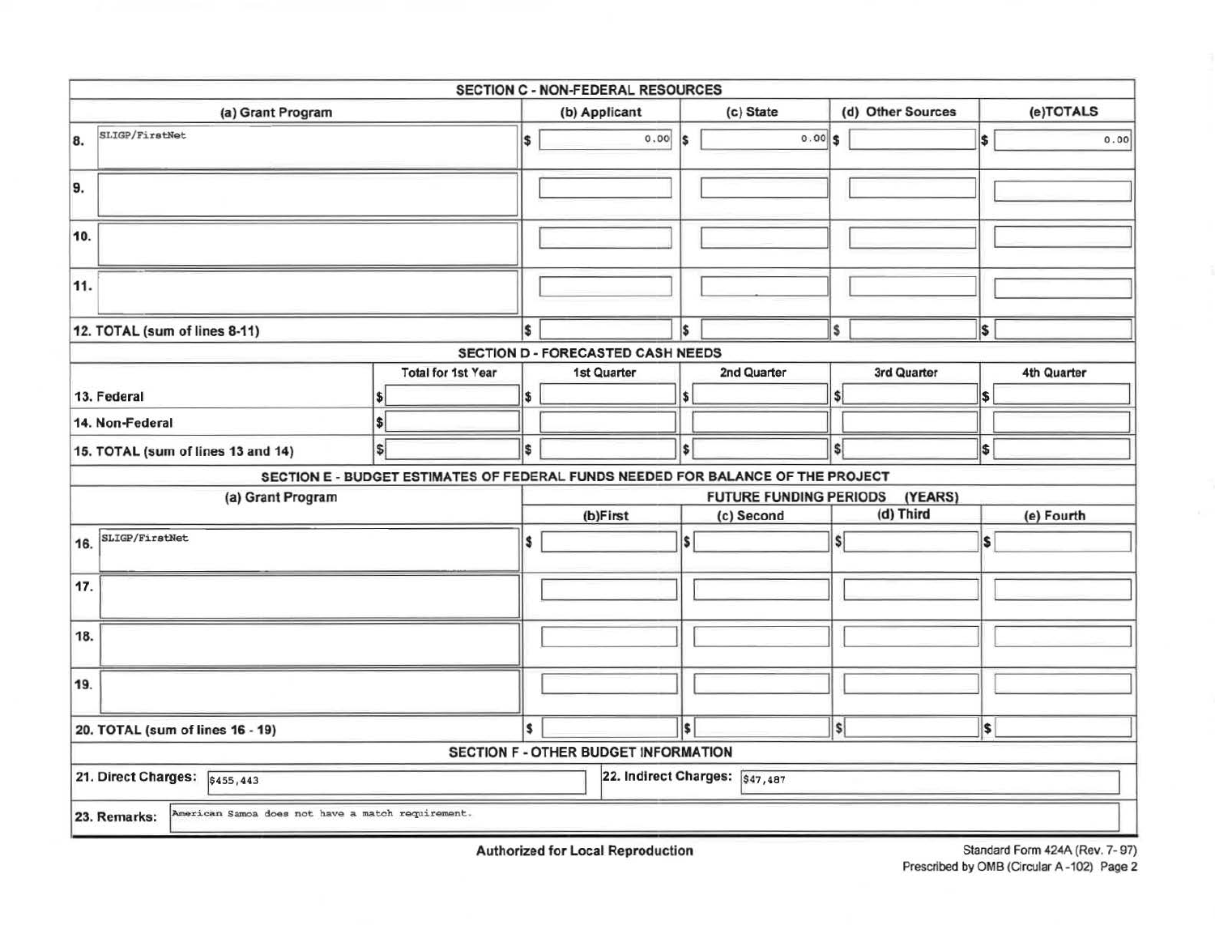## SECTION C - NON-FEDERAL RESOURCES

| (a) Grant Program | (b) Applicant | (c) State | (d) Other Sources | (e)TOTALS |
|---|---|---|---|---|
| 8. SLIGP/FirstNet | $ 0.00 | $ 0.00 | $ | $ 0.00 |
| 9. | | | | |
| 10. | | | | |
| 11. | | | | |
| 12. TOTAL (sum of lines 8-11) | $ | $ | $ | $ |

## SECTION D - FORECASTED CASH NEEDS

| | Total for 1st Year | 1st Quarter | 2nd Quarter | 3rd Quarter | 4th Quarter |
|---|---|---|---|---|---|
| 13. Federal | $ | $ | $ | $ | $ |
| 14. Non-Federal | $ | | | | |
| 15. TOTAL (sum of lines 13 and 14) | $ | $ | $ | $ | $ |

## SECTION E - BUDGET ESTIMATES OF FEDERAL FUNDS NEEDED FOR BALANCE OF THE PROJECT

| (a) Grant Program | FUTURE FUNDING PERIODS (YEARS) | | | |
|---|---|---|---|---|
| | (b)First | (c) Second | (d) Third | (e) Fourth |
| 16. SLIGP/FirstNet | $ | $ | $ | $ |
| 17. | | | | |
| 18. | | | | |
| 19. | | | | |
| 20. TOTAL (sum of lines 16 - 19) | $ | $ | $ | $ |

## SECTION F - OTHER BUDGET INFORMATION

| 21. Direct Charges: $455,443 | 22. Indirect Charges: $47,487 |
|---|---|

23. Remarks: American Samoa does not have a match requirement.

Authorized for Local Reproduction

Standard Form 424A (Rev. 7- 97)
Prescribed by OMB (Circular A -102) Page 2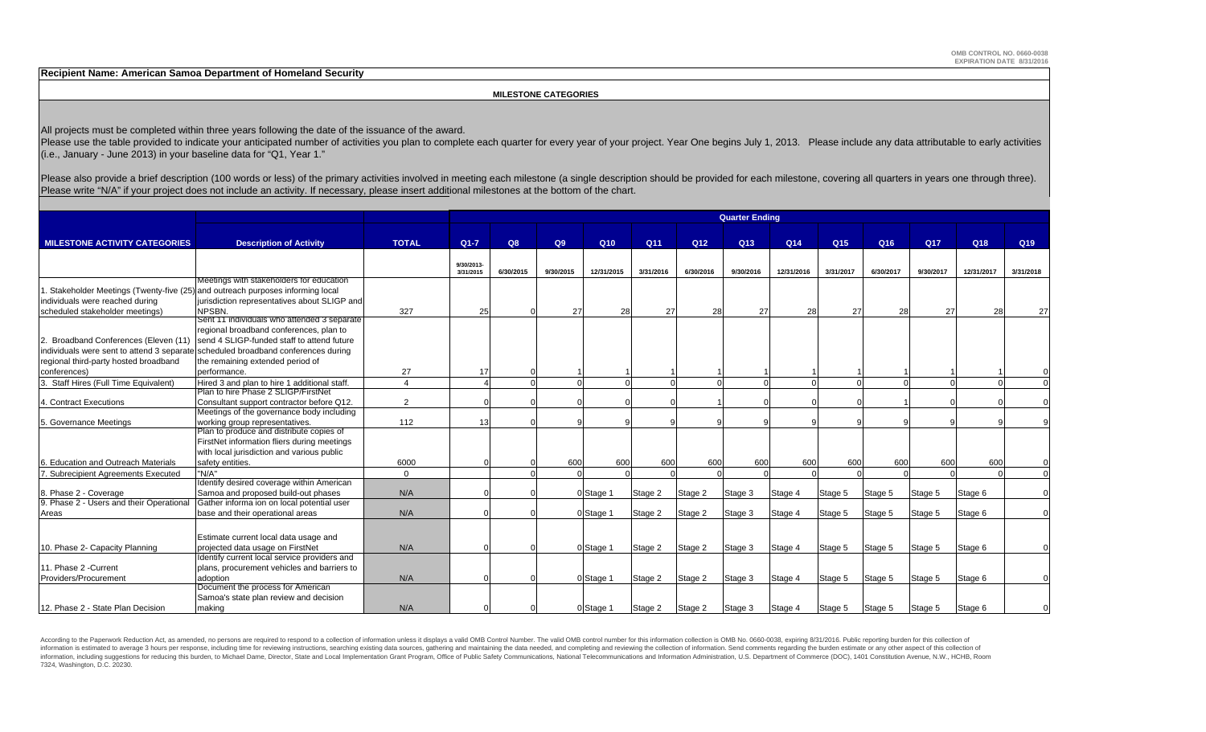OMB CONTROL NO. 0660-0038
EXPIRATION DATE 8/31/2016

**Recipient Name: American Samoa Department of Homeland Security**

**MILESTONE CATEGORIES**

All projects must be completed within three years following the date of the issuance of the award.
Please use the table provided to indicate your anticipated number of activities you plan to complete each quarter for every year of your project. Year One begins July 1, 2013. Please include any data attributable to early activities (i.e., January - June 2013) in your baseline data for "Q1, Year 1."

Please also provide a brief description (100 words or less) of the primary activities involved in meeting each milestone (a single description should be provided for each milestone, covering all quarters in years one through three). Please write "N/A" if your project does not include an activity. If necessary, please insert additional milestones at the bottom of the chart.

| | | | Quarter Ending | | | | | | | | | | | | |
|---|---|---|---|---|---|---|---|---|---|---|---|---|---|---|---|
| **MILESTONE ACTIVITY CATEGORIES** | **Description of Activity** | **TOTAL** | **Q1-7** | **Q8** | **Q9** | **Q10** | **Q11** | **Q12** | **Q13** | **Q14** | **Q15** | **Q16** | **Q17** | **Q18** | **Q19** |
| | | | 9/30/2013-3/31/2015 | 6/30/2015 | 9/30/2015 | 12/31/2015 | 3/31/2016 | 6/30/2016 | 9/30/2016 | 12/31/2016 | 3/31/2017 | 6/30/2017 | 9/30/2017 | 12/31/2017 | 3/31/2018 |
| 1. Stakeholder Meetings (Twenty-five (25) individuals were reached during scheduled stakeholder meetings) | Meetings with stakeholders for education and outreach purposes informing local jurisdiction representatives about SLIGP and NPSBN. | 327 | 25 | 0 | 27 | 28 | 27 | 28 | 27 | 28 | 27 | 28 | 27 | 28 | 27 |
| 2. Broadband Conferences (Eleven (11) individuals were sent to attend 3 separate regional third-party hosted broadband conferences) | Sent 11 individuals who attended 3 separate regional broadband conferences, plan to send 4 SLIGP-funded staff to attend future scheduled broadband conferences during the remaining extended period of performance. | 27 | 17 | 0 | 1 | 1 | 1 | 1 | 1 | 1 | 1 | 1 | 1 | 1 | 0 |
| 3. Staff Hires (Full Time Equivalent) | Hired 3 and plan to hire 1 additional staff. | 4 | 4 | 0 | 0 | 0 | 0 | 0 | 0 | 0 | 0 | 0 | 0 | 0 | 0 |
| 4. Contract Executions | Plan to hire Phase 2 SLIGP/FirstNet Consultant support contractor before Q12. | 2 | 0 | 0 | 0 | 0 | 0 | 1 | 0 | 0 | 0 | 1 | 0 | 0 | 0 |
| 5. Governance Meetings | Meetings of the governance body including working group representatives. | 112 | 13 | 0 | 9 | 9 | 9 | 9 | 9 | 9 | 9 | 9 | 9 | 9 | 9 |
| 6. Education and Outreach Materials | Plan to produce and distribute copies of FirstNet information fliers during meetings with local jurisdiction and various public safety entities. | 6000 | 0 | 0 | 600 | 600 | 600 | 600 | 600 | 600 | 600 | 600 | 600 | 600 | 0 |
| 7. Subrecipient Agreements Executed | "N/A" | 0 | | 0 | 0 | 0 | 0 | 0 | 0 | 0 | 0 | 0 | 0 | 0 | 0 |
| 8. Phase 2 - Coverage | Identify desired coverage within American Samoa and proposed build-out phases | N/A | 0 | 0 | 0 | Stage 1 | Stage 2 | Stage 2 | Stage 3 | Stage 4 | Stage 5 | Stage 5 | Stage 5 | Stage 6 | 0 |
| 9. Phase 2 - Users and their Operational Areas | Gather informa ion on local potential user base and their operational areas | N/A | 0 | 0 | 0 | Stage 1 | Stage 2 | Stage 2 | Stage 3 | Stage 4 | Stage 5 | Stage 5 | Stage 5 | Stage 6 | 0 |
| 10. Phase 2- Capacity Planning | Estimate current local data usage and projected data usage on FirstNet | N/A | 0 | 0 | 0 | Stage 1 | Stage 2 | Stage 2 | Stage 3 | Stage 4 | Stage 5 | Stage 5 | Stage 5 | Stage 6 | 0 |
| 11. Phase 2 -Current Providers/Procurement | Identify current local service providers and plans, procurement vehicles and barriers to adoption | N/A | 0 | 0 | 0 | Stage 1 | Stage 2 | Stage 2 | Stage 3 | Stage 4 | Stage 5 | Stage 5 | Stage 5 | Stage 6 | 0 |
| 12. Phase 2 - State Plan Decision | Document the process for American Samoa's state plan review and decision making | N/A | 0 | 0 | 0 | Stage 1 | Stage 2 | Stage 2 | Stage 3 | Stage 4 | Stage 5 | Stage 5 | Stage 5 | Stage 6 | 0 |

According to the Paperwork Reduction Act, as amended, no persons are required to respond to a collection of information unless it displays a valid OMB Control Number. The valid OMB control number for this information collection is OMB No. 0660-0038, expiring 8/31/2016. Public reporting burden for this collection of information is estimated to average 3 hours per response, including time for reviewing instructions, searching existing data sources, gathering and maintaining the data needed, and completing and reviewing the collection of information. Send comments regarding the burden estimate or any other aspect of this collection of information, including suggestions for reducing this burden, to Michael Dame, Director, State and Local Implementation Grant Program, Office of Public Safety Communications, National Telecommunications and Information Administration, U.S. Department of Commerce (DOC), 1401 Constitution Avenue, N.W., HCHB, Room 7324, Washington, D.C. 20230.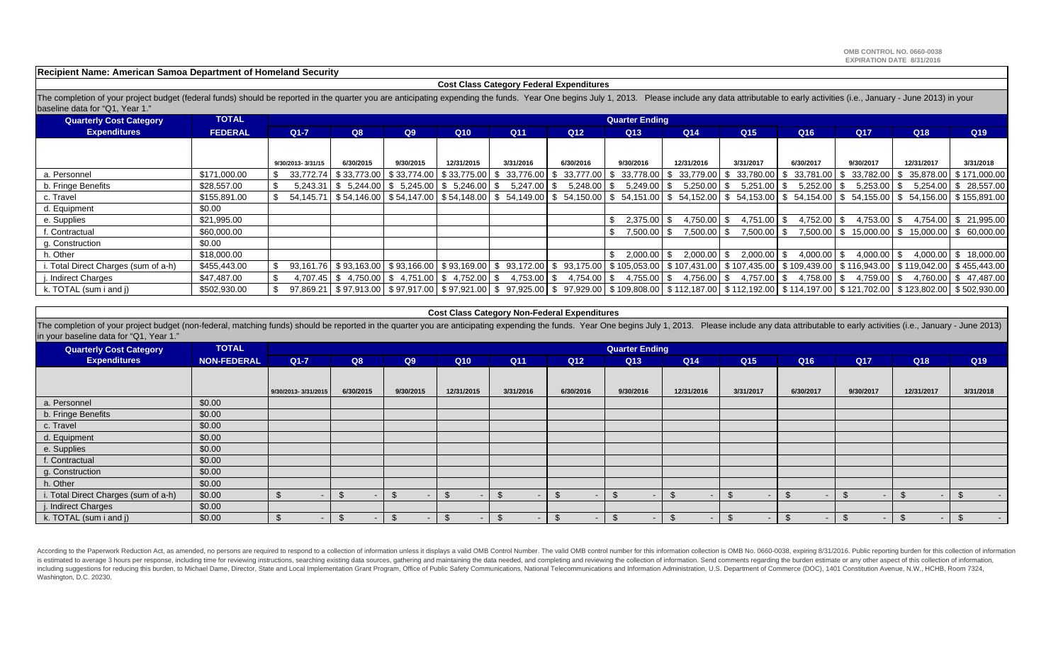OMB CONTROL NO. 0660-0038
EXPIRATION DATE 8/31/2016

**Recipient Name: American Samoa Department of Homeland Security**

## Cost Class Category Federal Expenditures

The completion of your project budget (federal funds) should be reported in the quarter you are anticipating expending the funds. Year One begins July 1, 2013. Please include any data attributable to early activities (i.e., January - June 2013) in your baseline data for "Q1, Year 1."

| Quarterly Cost Category Expenditures | TOTAL FEDERAL | Quarter Ending | | | | | | | | | | | | |
|---|---|---|---|---|---|---|---|---|---|---|---|---|---|---|
| | | Q1-7 | Q8 | Q9 | Q10 | Q11 | Q12 | Q13 | Q14 | Q15 | Q16 | Q17 | Q18 | Q19 |
| | | 9/30/2013- 3/31/15 | 6/30/2015 | 9/30/2015 | 12/31/2015 | 3/31/2016 | 6/30/2016 | 9/30/2016 | 12/31/2016 | 3/31/2017 | 6/30/2017 | 9/30/2017 | 12/31/2017 | 3/31/2018 |
| a. Personnel | $171,000.00 | $ 33,772.74 | $ 33,773.00 | $ 33,774.00 | $ 33,775.00 | $ 33,776.00 | $ 33,777.00 | $ 33,778.00 | $ 33,779.00 | $ 33,780.00 | $ 33,781.00 | $ 33,782.00 | $ 35,878.00 | $ 171,000.00 |
| b. Fringe Benefits | $28,557.00 | $ 5,243.31 | $ 5,244.00 | $ 5,245.00 | $ 5,246.00 | $ 5,247.00 | $ 5,248.00 | $ 5,249.00 | $ 5,250.00 | $ 5,251.00 | $ 5,252.00 | $ 5,253.00 | $ 5,254.00 | $ 28,557.00 |
| c. Travel | $155,891.00 | $ 54,145.71 | $ 54,146.00 | $ 54,147.00 | $ 54,148.00 | $ 54,149.00 | $ 54,150.00 | $ 54,151.00 | $ 54,152.00 | $ 54,153.00 | $ 54,154.00 | $ 54,155.00 | $ 54,156.00 | $ 155,891.00 |
| d. Equipment | $0.00 | | | | | | | | | | | | | |
| e. Supplies | $21,995.00 | | | | | | | $ 2,375.00 | $ 4,750.00 | $ 4,751.00 | $ 4,752.00 | $ 4,753.00 | $ 4,754.00 | $ 21,995.00 |
| f. Contractual | $60,000.00 | | | | | | | $ 7,500.00 | $ 7,500.00 | $ 7,500.00 | $ 7,500.00 | $ 15,000.00 | $ 15,000.00 | $ 60,000.00 |
| g. Construction | $0.00 | | | | | | | | | | | | | |
| h. Other | $18,000.00 | | | | | | | $ 2,000.00 | $ 2,000.00 | $ 2,000.00 | $ 4,000.00 | $ 4,000.00 | $ 4,000.00 | $ 18,000.00 |
| i. Total Direct Charges (sum of a-h) | $455,443.00 | $ 93,161.76 | $ 93,163.00 | $ 93,166.00 | $ 93,169.00 | $ 93,172.00 | $ 93,175.00 | $ 105,053.00 | $ 107,431.00 | $ 107,435.00 | $ 109,439.00 | $ 116,943.00 | $ 119,042.00 | $ 455,443.00 |
| j. Indirect Charges | $47,487.00 | $ 4,707.45 | $ 4,750.00 | $ 4,751.00 | $ 4,752.00 | $ 4,753.00 | $ 4,754.00 | $ 4,755.00 | $ 4,756.00 | $ 4,757.00 | $ 4,758.00 | $ 4,759.00 | $ 4,760.00 | $ 47,487.00 |
| k. TOTAL (sum i and j) | $502,930.00 | $ 97,869.21 | $ 97,913.00 | $ 97,917.00 | $ 97,921.00 | $ 97,925.00 | $ 97,929.00 | $ 109,808.00 | $ 112,187.00 | $ 112,192.00 | $ 114,197.00 | $ 121,702.00 | $ 123,802.00 | $ 502,930.00 |

## Cost Class Category Non-Federal Expenditures

The completion of your project budget (non-federal, matching funds) should be reported in the quarter you are anticipating expending the funds. Year One begins July 1, 2013. Please include any data attributable to early activities (i.e., January - June 2013) in your baseline data for "Q1, Year 1."

| Quarterly Cost Category Expenditures | TOTAL NON-FEDERAL | Quarter Ending | | | | | | | | | | | | |
|---|---|---|---|---|---|---|---|---|---|---|---|---|---|---|
| | | Q1-7 | Q8 | Q9 | Q10 | Q11 | Q12 | Q13 | Q14 | Q15 | Q16 | Q17 | Q18 | Q19 |
| | | 9/30/2013- 3/31/2015 | 6/30/2015 | 9/30/2015 | 12/31/2015 | 3/31/2016 | 6/30/2016 | 9/30/2016 | 12/31/2016 | 3/31/2017 | 6/30/2017 | 9/30/2017 | 12/31/2017 | 3/31/2018 |
| a. Personnel | $0.00 | | | | | | | | | | | | | |
| b. Fringe Benefits | $0.00 | | | | | | | | | | | | | |
| c. Travel | $0.00 | | | | | | | | | | | | | |
| d. Equipment | $0.00 | | | | | | | | | | | | | |
| e. Supplies | $0.00 | | | | | | | | | | | | | |
| f. Contractual | $0.00 | | | | | | | | | | | | | |
| g. Construction | $0.00 | | | | | | | | | | | | | |
| h. Other | $0.00 | | | | | | | | | | | | | |
| i. Total Direct Charges (sum of a-h) | $0.00 | $ - | $ - | $ - | $ - | $ - | $ - | $ - | $ - | $ - | $ - | $ - | $ - | $ - |
| j. Indirect Charges | $0.00 | | | | | | | | | | | | | |
| k. TOTAL (sum i and j) | $0.00 | $ - | $ - | $ - | $ - | $ - | $ - | $ - | $ - | $ - | $ - | $ - | $ - | $ - |

According to the Paperwork Reduction Act, as amended, no persons are required to respond to a collection of information unless it displays a valid OMB Control Number. The valid OMB control number for this information collection is OMB No. 0660-0038, expiring 8/31/2016. Public reporting burden for this collection of information is estimated to average 3 hours per response, including time for reviewing instructions, searching existing data sources, gathering and maintaining the data needed, and completing and reviewing the collection of information. Send comments regarding the burden estimate or any other aspect of this collection of information, including suggestions for reducing this burden, to Michael Dame, Director, State and Local Implementation Grant Program, Office of Public Safety Communications, National Telecommunications and Information Administration, U.S. Department of Commerce (DOC), 1401 Constitution Avenue, N.W., HCHB, Room 7324, Washington, D.C. 20230.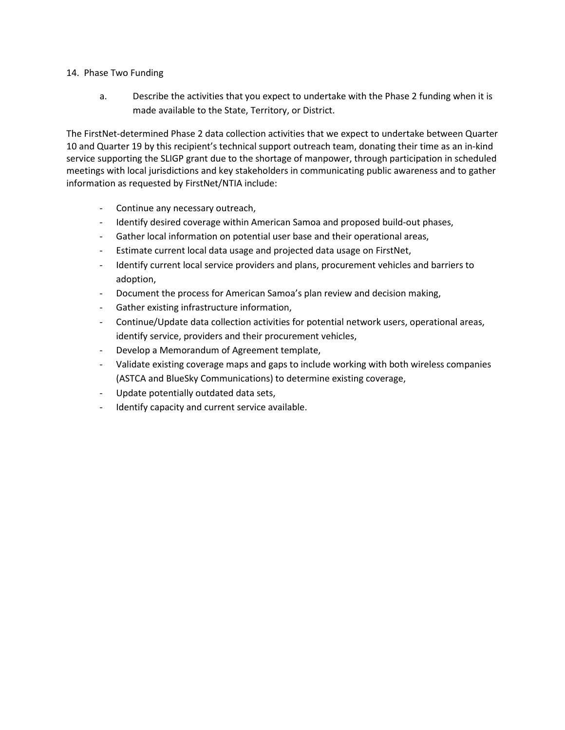14. Phase Two Funding

   a. Describe the activities that you expect to undertake with the Phase 2 funding when it is made available to the State, Territory, or District.

The FirstNet-determined Phase 2 data collection activities that we expect to undertake between Quarter 10 and Quarter 19 by this recipient's technical support outreach team, donating their time as an in-kind service supporting the SLIGP grant due to the shortage of manpower, through participation in scheduled meetings with local jurisdictions and key stakeholders in communicating public awareness and to gather information as requested by FirstNet/NTIA include:

- Continue any necessary outreach,
- Identify desired coverage within American Samoa and proposed build-out phases,
- Gather local information on potential user base and their operational areas,
- Estimate current local data usage and projected data usage on FirstNet,
- Identify current local service providers and plans, procurement vehicles and barriers to adoption,
- Document the process for American Samoa's plan review and decision making,
- Gather existing infrastructure information,
- Continue/Update data collection activities for potential network users, operational areas, identify service, providers and their procurement vehicles,
- Develop a Memorandum of Agreement template,
- Validate existing coverage maps and gaps to include working with both wireless companies (ASTCA and BlueSky Communications) to determine existing coverage,
- Update potentially outdated data sets,
- Identify capacity and current service available.